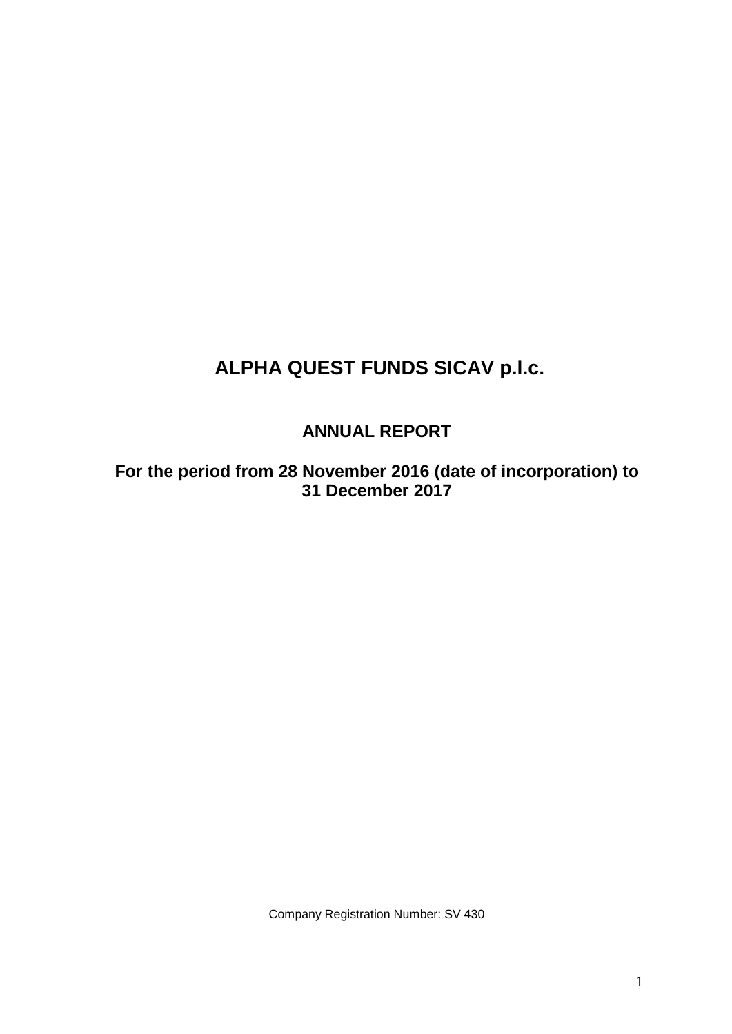# ALPHA QUEST FUNDS SICAV p.l.c.

## ANNUAL REPORT

## For the period from 28 November 2016 (date of incorporation) to 31 December 2017

Company Registration Number: SV 430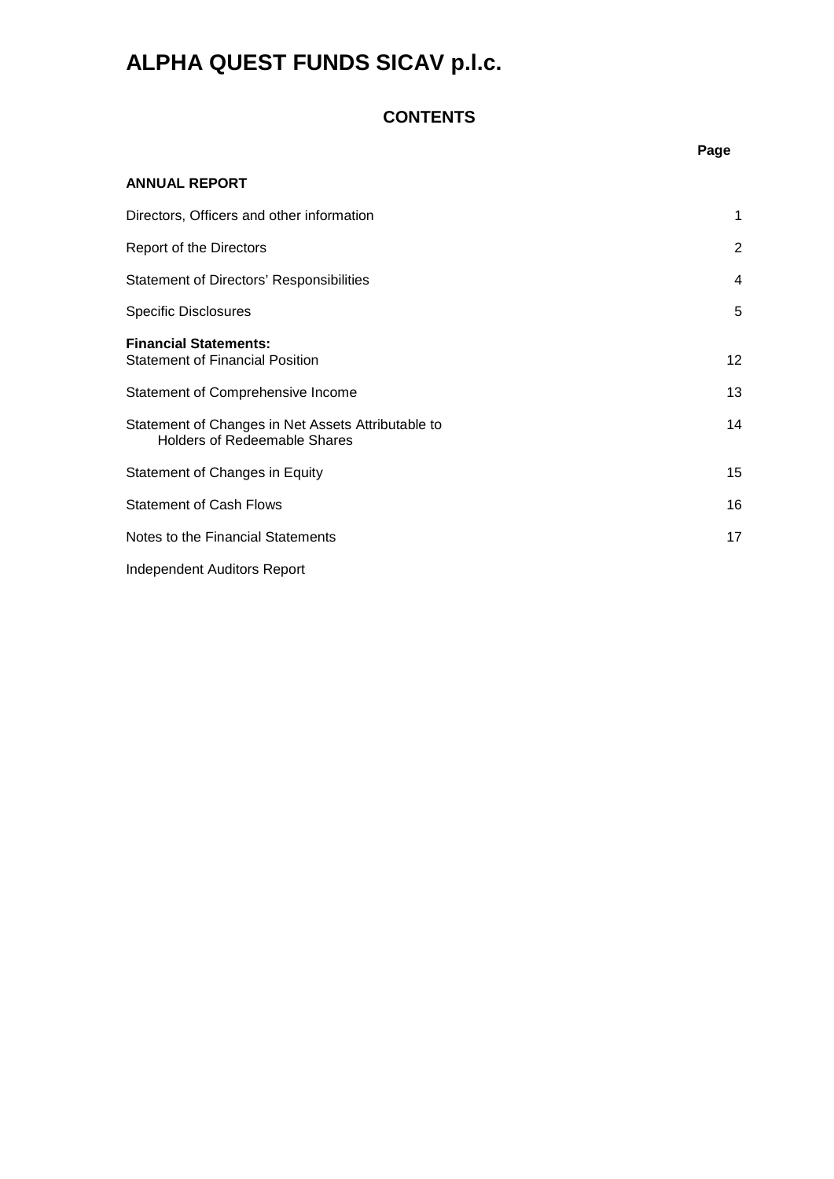# ALPHA QUEST FUNDS SICAV p.l.c.

## CONTENTS

| | Page |
|---|---|
| **ANNUAL REPORT** | |
| Directors, Officers and other information | 1 |
| Report of the Directors | 2 |
| Statement of Directors' Responsibilities | 4 |
| Specific Disclosures | 5 |
| **Financial Statements:** | |
| Statement of Financial Position | 12 |
| Statement of Comprehensive Income | 13 |
| Statement of Changes in Net Assets Attributable to Holders of Redeemable Shares | 14 |
| Statement of Changes in Equity | 15 |
| Statement of Cash Flows | 16 |
| Notes to the Financial Statements | 17 |
| Independent Auditors Report | |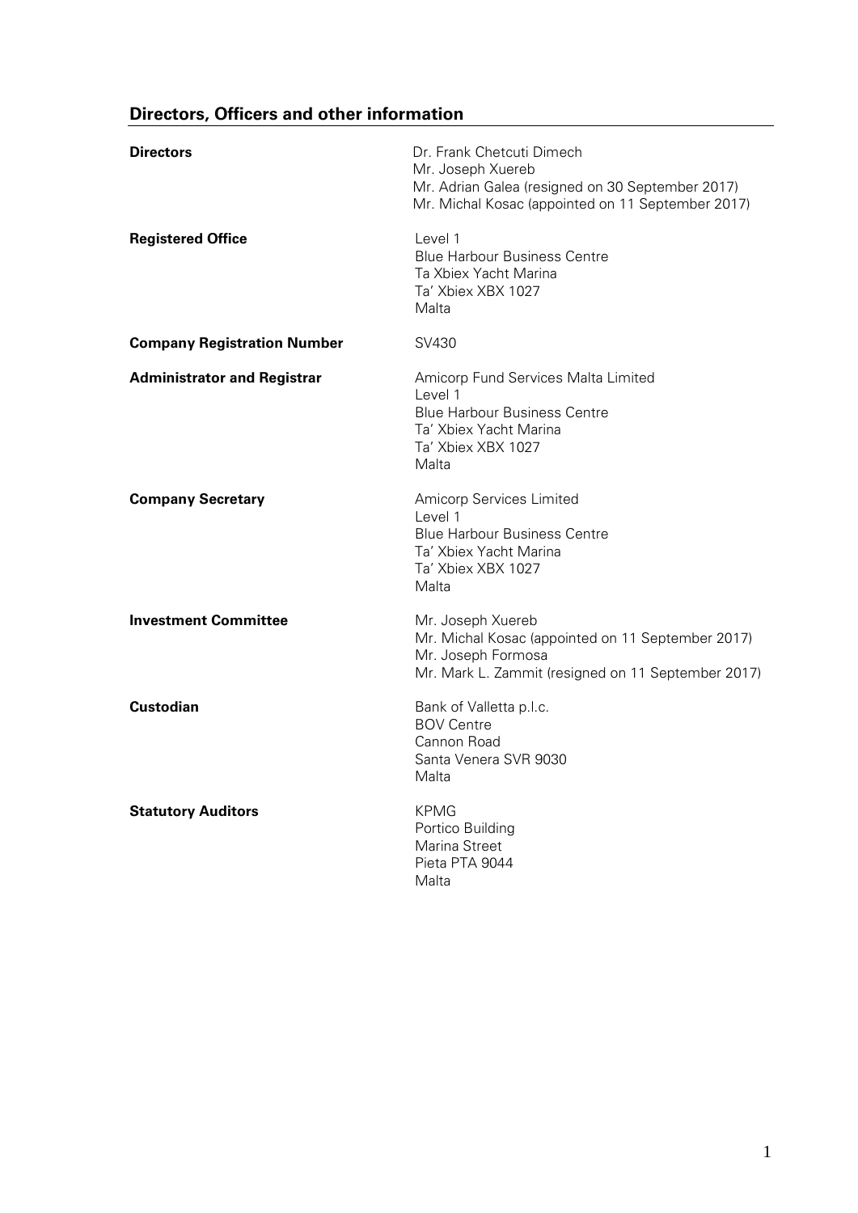## Directors, Officers and other information

| | |
|---|---|
| **Directors** | Dr. Frank Chetcuti Dimech<br>Mr. Joseph Xuereb<br>Mr. Adrian Galea (resigned on 30 September 2017)<br>Mr. Michal Kosac (appointed on 11 September 2017) |
| **Registered Office** | Level 1<br>Blue Harbour Business Centre<br>Ta Xbiex Yacht Marina<br>Ta' Xbiex XBX 1027<br>Malta |
| **Company Registration Number** | SV430 |
| **Administrator and Registrar** | Amicorp Fund Services Malta Limited<br>Level 1<br>Blue Harbour Business Centre<br>Ta' Xbiex Yacht Marina<br>Ta' Xbiex XBX 1027<br>Malta |
| **Company Secretary** | Amicorp Services Limited<br>Level 1<br>Blue Harbour Business Centre<br>Ta' Xbiex Yacht Marina<br>Ta' Xbiex XBX 1027<br>Malta |
| **Investment Committee** | Mr. Joseph Xuereb<br>Mr. Michal Kosac (appointed on 11 September 2017)<br>Mr. Joseph Formosa<br>Mr. Mark L. Zammit (resigned on 11 September 2017) |
| **Custodian** | Bank of Valletta p.l.c.<br>BOV Centre<br>Cannon Road<br>Santa Venera SVR 9030<br>Malta |
| **Statutory Auditors** | KPMG<br>Portico Building<br>Marina Street<br>Pieta PTA 9044<br>Malta |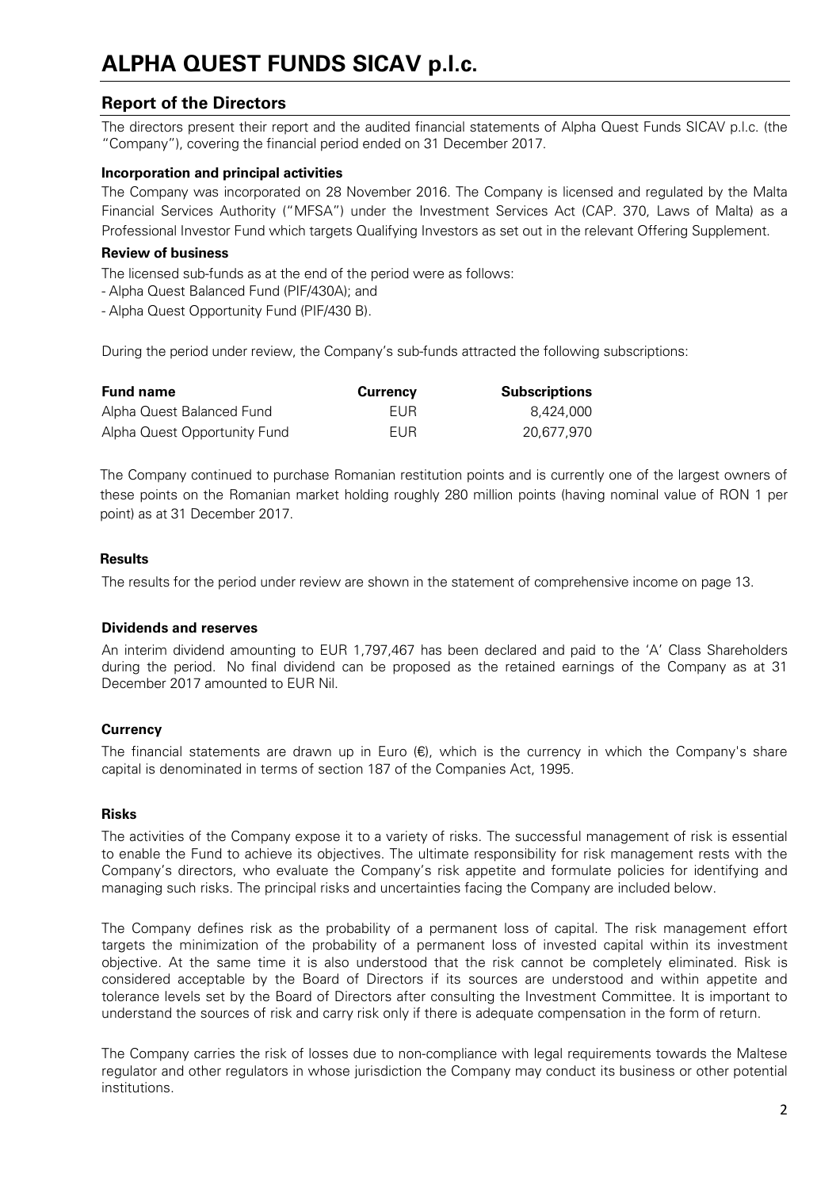# ALPHA QUEST FUNDS SICAV p.l.c.

## Report of the Directors

The directors present their report and the audited financial statements of Alpha Quest Funds SICAV p.l.c. (the "Company"), covering the financial period ended on 31 December 2017.

### Incorporation and principal activities

The Company was incorporated on 28 November 2016. The Company is licensed and regulated by the Malta Financial Services Authority ("MFSA") under the Investment Services Act (CAP. 370, Laws of Malta) as a Professional Investor Fund which targets Qualifying Investors as set out in the relevant Offering Supplement.

### Review of business

The licensed sub-funds as at the end of the period were as follows:

- Alpha Quest Balanced Fund (PIF/430A); and
- Alpha Quest Opportunity Fund (PIF/430 B).

During the period under review, the Company's sub-funds attracted the following subscriptions:

| Fund name | Currency | Subscriptions |
|---|---|---|
| Alpha Quest Balanced Fund | EUR | 8,424,000 |
| Alpha Quest Opportunity Fund | EUR | 20,677,970 |

The Company continued to purchase Romanian restitution points and is currently one of the largest owners of these points on the Romanian market holding roughly 280 million points (having nominal value of RON 1 per point) as at 31 December 2017.

### Results

The results for the period under review are shown in the statement of comprehensive income on page 13.

### Dividends and reserves

An interim dividend amounting to EUR 1,797,467 has been declared and paid to the 'A' Class Shareholders during the period. No final dividend can be proposed as the retained earnings of the Company as at 31 December 2017 amounted to EUR Nil.

### Currency

The financial statements are drawn up in Euro (€), which is the currency in which the Company's share capital is denominated in terms of section 187 of the Companies Act, 1995.

### Risks

The activities of the Company expose it to a variety of risks. The successful management of risk is essential to enable the Fund to achieve its objectives. The ultimate responsibility for risk management rests with the Company's directors, who evaluate the Company's risk appetite and formulate policies for identifying and managing such risks. The principal risks and uncertainties facing the Company are included below.

The Company defines risk as the probability of a permanent loss of capital. The risk management effort targets the minimization of the probability of a permanent loss of invested capital within its investment objective. At the same time it is also understood that the risk cannot be completely eliminated. Risk is considered acceptable by the Board of Directors if its sources are understood and within appetite and tolerance levels set by the Board of Directors after consulting the Investment Committee. It is important to understand the sources of risk and carry risk only if there is adequate compensation in the form of return.

The Company carries the risk of losses due to non-compliance with legal requirements towards the Maltese regulator and other regulators in whose jurisdiction the Company may conduct its business or other potential institutions.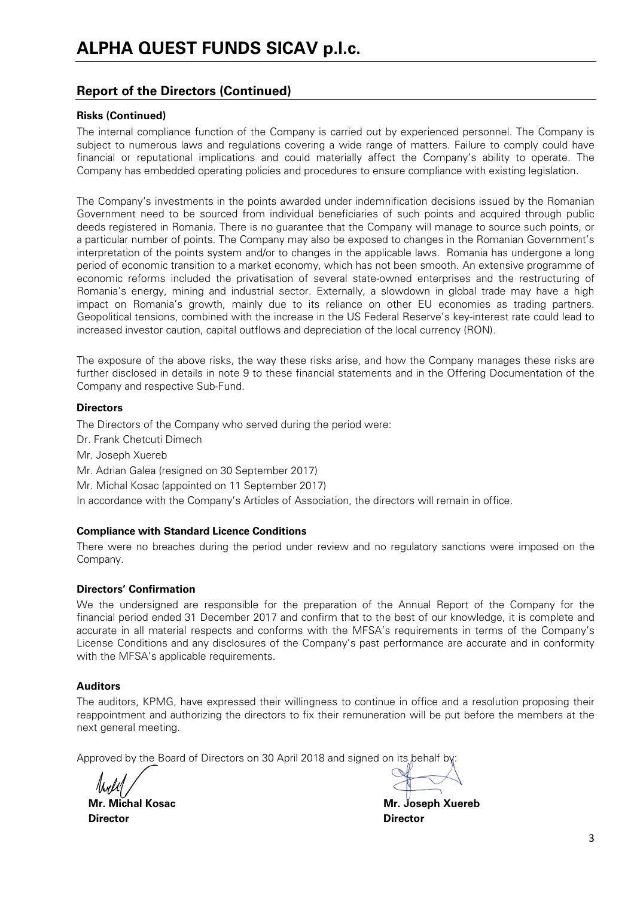# ALPHA QUEST FUNDS SICAV p.l.c.

## Report of the Directors (Continued)

### Risks (Continued)

The internal compliance function of the Company is carried out by experienced personnel. The Company is subject to numerous laws and regulations covering a wide range of matters. Failure to comply could have financial or reputational implications and could materially affect the Company's ability to operate. The Company has embedded operating policies and procedures to ensure compliance with existing legislation.

The Company's investments in the points awarded under indemnification decisions issued by the Romanian Government need to be sourced from individual beneficiaries of such points and acquired through public deeds registered in Romania. There is no guarantee that the Company will manage to source such points, or a particular number of points. The Company may also be exposed to changes in the Romanian Government's interpretation of the points system and/or to changes in the applicable laws. Romania has undergone a long period of economic transition to a market economy, which has not been smooth. An extensive programme of economic reforms included the privatisation of several state-owned enterprises and the restructuring of Romania's energy, mining and industrial sector. Externally, a slowdown in global trade may have a high impact on Romania's growth, mainly due to its reliance on other EU economies as trading partners. Geopolitical tensions, combined with the increase in the US Federal Reserve's key-interest rate could lead to increased investor caution, capital outflows and depreciation of the local currency (RON).

The exposure of the above risks, the way these risks arise, and how the Company manages these risks are further disclosed in details in note 9 to these financial statements and in the Offering Documentation of the Company and respective Sub-Fund.

### Directors

The Directors of the Company who served during the period were:

Dr. Frank Chetcuti Dimech

Mr. Joseph Xuereb

Mr. Adrian Galea (resigned on 30 September 2017)

Mr. Michal Kosac (appointed on 11 September 2017)

In accordance with the Company's Articles of Association, the directors will remain in office.

### Compliance with Standard Licence Conditions

There were no breaches during the period under review and no regulatory sanctions were imposed on the Company.

### Directors' Confirmation

We the undersigned are responsible for the preparation of the Annual Report of the Company for the financial period ended 31 December 2017 and confirm that to the best of our knowledge, it is complete and accurate in all material respects and conforms with the MFSA's requirements in terms of the Company's License Conditions and any disclosures of the Company's past performance are accurate and in conformity with the MFSA's applicable requirements.

### Auditors

The auditors, KPMG, have expressed their willingness to continue in office and a resolution proposing their reappointment and authorizing the directors to fix their remuneration will be put before the members at the next general meeting.

Approved by the Board of Directors on 30 April 2018 and signed on its behalf by:

**Mr. Michal Kosac**
**Director**

**Mr. Joseph Xuereb**
**Director**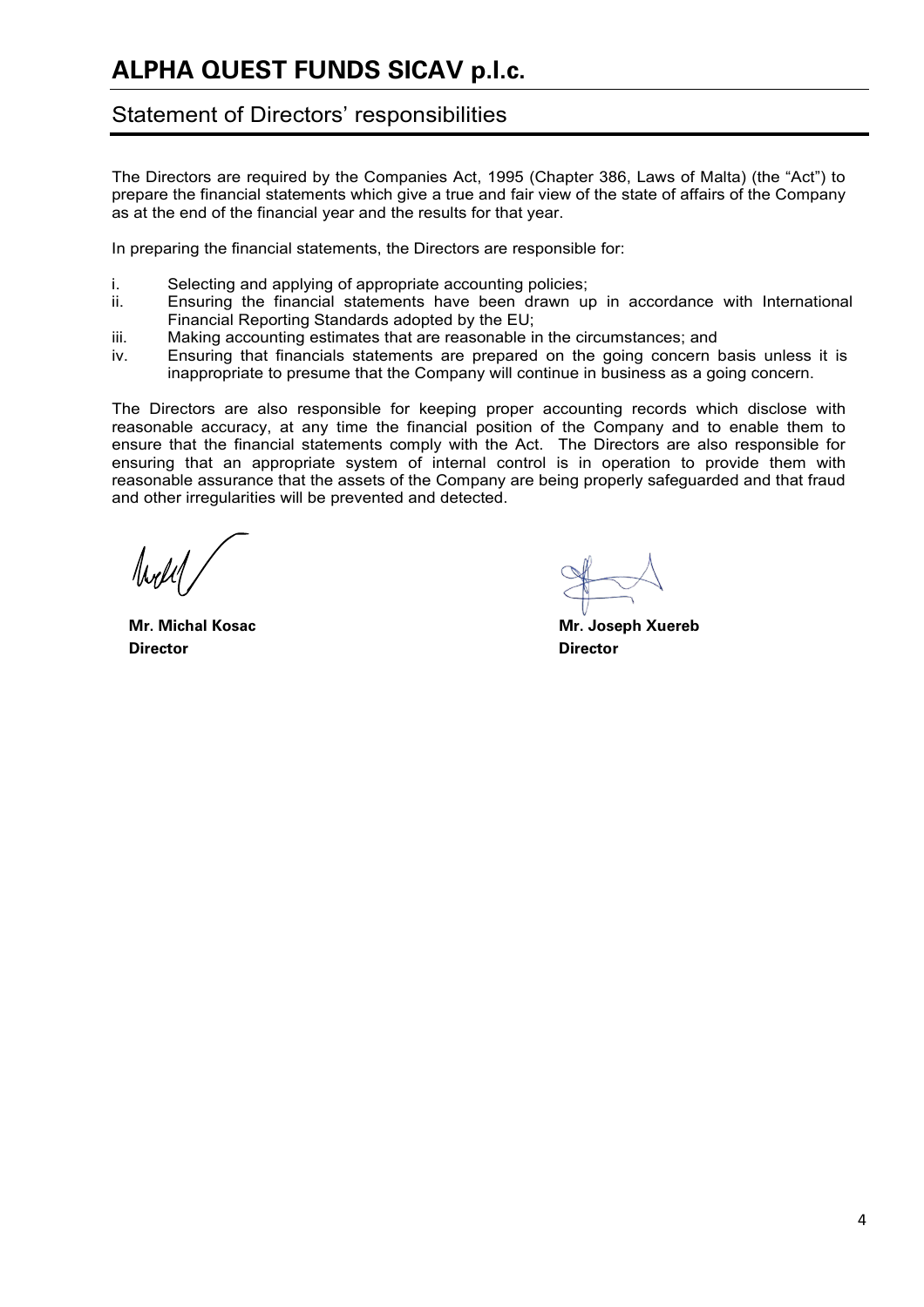# ALPHA QUEST FUNDS SICAV p.l.c.

## Statement of Directors' responsibilities

The Directors are required by the Companies Act, 1995 (Chapter 386, Laws of Malta) (the "Act") to prepare the financial statements which give a true and fair view of the state of affairs of the Company as at the end of the financial year and the results for that year.

In preparing the financial statements, the Directors are responsible for:

i. Selecting and applying of appropriate accounting policies;
ii. Ensuring the financial statements have been drawn up in accordance with International Financial Reporting Standards adopted by the EU;
iii. Making accounting estimates that are reasonable in the circumstances; and
iv. Ensuring that financials statements are prepared on the going concern basis unless it is inappropriate to presume that the Company will continue in business as a going concern.

The Directors are also responsible for keeping proper accounting records which disclose with reasonable accuracy, at any time the financial position of the Company and to enable them to ensure that the financial statements comply with the Act. The Directors are also responsible for ensuring that an appropriate system of internal control is in operation to provide them with reasonable assurance that the assets of the Company are being properly safeguarded and that fraud and other irregularities will be prevented and detected.

**Mr. Michal Kosac**
**Director**

**Mr. Joseph Xuereb**
**Director**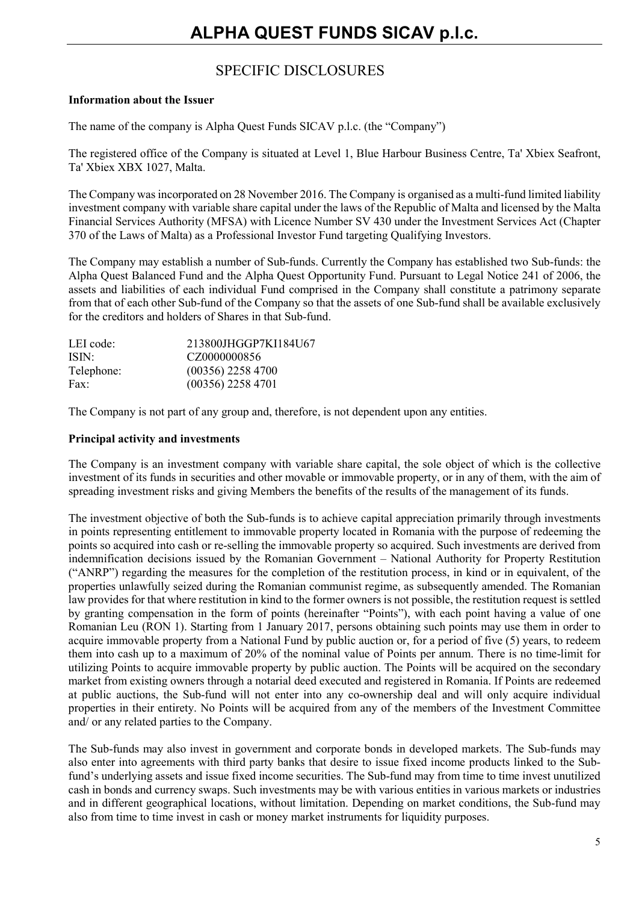## SPECIFIC DISCLOSURES

**Information about the Issuer**

The name of the company is Alpha Quest Funds SICAV p.l.c. (the "Company")

The registered office of the Company is situated at Level 1, Blue Harbour Business Centre, Ta' Xbiex Seafront, Ta' Xbiex XBX 1027, Malta.

The Company was incorporated on 28 November 2016. The Company is organised as a multi-fund limited liability investment company with variable share capital under the laws of the Republic of Malta and licensed by the Malta Financial Services Authority (MFSA) with Licence Number SV 430 under the Investment Services Act (Chapter 370 of the Laws of Malta) as a Professional Investor Fund targeting Qualifying Investors.

The Company may establish a number of Sub-funds. Currently the Company has established two Sub-funds: the Alpha Quest Balanced Fund and the Alpha Quest Opportunity Fund. Pursuant to Legal Notice 241 of 2006, the assets and liabilities of each individual Fund comprised in the Company shall constitute a patrimony separate from that of each other Sub-fund of the Company so that the assets of one Sub-fund shall be available exclusively for the creditors and holders of Shares in that Sub-fund.

| | |
|---|---|
| LEI code: | 213800JHGGP7KI184U67 |
| ISIN: | CZ0000000856 |
| Telephone: | (00356) 2258 4700 |
| Fax: | (00356) 2258 4701 |

The Company is not part of any group and, therefore, is not dependent upon any entities.

**Principal activity and investments**

The Company is an investment company with variable share capital, the sole object of which is the collective investment of its funds in securities and other movable or immovable property, or in any of them, with the aim of spreading investment risks and giving Members the benefits of the results of the management of its funds.

The investment objective of both the Sub-funds is to achieve capital appreciation primarily through investments in points representing entitlement to immovable property located in Romania with the purpose of redeeming the points so acquired into cash or re-selling the immovable property so acquired. Such investments are derived from indemnification decisions issued by the Romanian Government – National Authority for Property Restitution ("ANRP") regarding the measures for the completion of the restitution process, in kind or in equivalent, of the properties unlawfully seized during the Romanian communist regime, as subsequently amended. The Romanian law provides for that where restitution in kind to the former owners is not possible, the restitution request is settled by granting compensation in the form of points (hereinafter "Points"), with each point having a value of one Romanian Leu (RON 1). Starting from 1 January 2017, persons obtaining such points may use them in order to acquire immovable property from a National Fund by public auction or, for a period of five (5) years, to redeem them into cash up to a maximum of 20% of the nominal value of Points per annum. There is no time-limit for utilizing Points to acquire immovable property by public auction. The Points will be acquired on the secondary market from existing owners through a notarial deed executed and registered in Romania. If Points are redeemed at public auctions, the Sub-fund will not enter into any co-ownership deal and will only acquire individual properties in their entirety. No Points will be acquired from any of the members of the Investment Committee and/ or any related parties to the Company.

The Sub-funds may also invest in government and corporate bonds in developed markets. The Sub-funds may also enter into agreements with third party banks that desire to issue fixed income products linked to the Sub-fund's underlying assets and issue fixed income securities. The Sub-fund may from time to time invest unutilized cash in bonds and currency swaps. Such investments may be with various entities in various markets or industries and in different geographical locations, without limitation. Depending on market conditions, the Sub-fund may also from time to time invest in cash or money market instruments for liquidity purposes.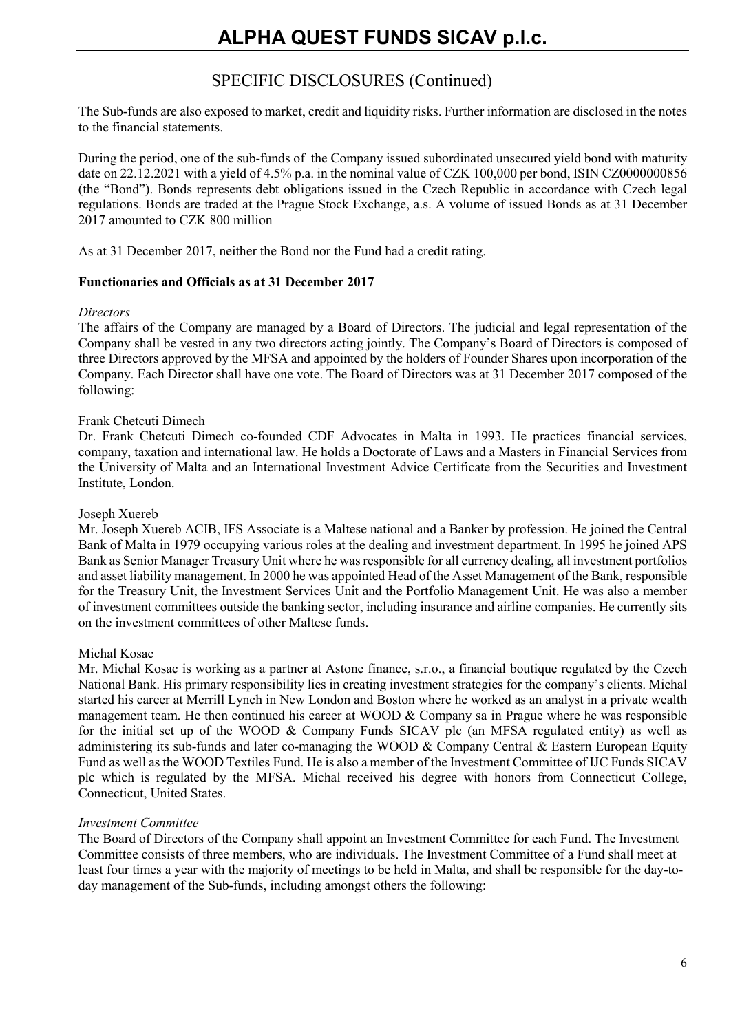## SPECIFIC DISCLOSURES (Continued)

The Sub-funds are also exposed to market, credit and liquidity risks. Further information are disclosed in the notes to the financial statements.

During the period, one of the sub-funds of the Company issued subordinated unsecured yield bond with maturity date on 22.12.2021 with a yield of 4.5% p.a. in the nominal value of CZK 100,000 per bond, ISIN CZ0000000856 (the "Bond"). Bonds represents debt obligations issued in the Czech Republic in accordance with Czech legal regulations. Bonds are traded at the Prague Stock Exchange, a.s. A volume of issued Bonds as at 31 December 2017 amounted to CZK 800 million

As at 31 December 2017, neither the Bond nor the Fund had a credit rating.

**Functionaries and Officials as at 31 December 2017**

*Directors*

The affairs of the Company are managed by a Board of Directors. The judicial and legal representation of the Company shall be vested in any two directors acting jointly. The Company's Board of Directors is composed of three Directors approved by the MFSA and appointed by the holders of Founder Shares upon incorporation of the Company. Each Director shall have one vote. The Board of Directors was at 31 December 2017 composed of the following:

Frank Chetcuti Dimech

Dr. Frank Chetcuti Dimech co-founded CDF Advocates in Malta in 1993. He practices financial services, company, taxation and international law. He holds a Doctorate of Laws and a Masters in Financial Services from the University of Malta and an International Investment Advice Certificate from the Securities and Investment Institute, London.

Joseph Xuereb

Mr. Joseph Xuereb ACIB, IFS Associate is a Maltese national and a Banker by profession. He joined the Central Bank of Malta in 1979 occupying various roles at the dealing and investment department. In 1995 he joined APS Bank as Senior Manager Treasury Unit where he was responsible for all currency dealing, all investment portfolios and asset liability management. In 2000 he was appointed Head of the Asset Management of the Bank, responsible for the Treasury Unit, the Investment Services Unit and the Portfolio Management Unit. He was also a member of investment committees outside the banking sector, including insurance and airline companies. He currently sits on the investment committees of other Maltese funds.

Michal Kosac

Mr. Michal Kosac is working as a partner at Astone finance, s.r.o., a financial boutique regulated by the Czech National Bank. His primary responsibility lies in creating investment strategies for the company's clients. Michal started his career at Merrill Lynch in New London and Boston where he worked as an analyst in a private wealth management team. He then continued his career at WOOD & Company sa in Prague where he was responsible for the initial set up of the WOOD & Company Funds SICAV plc (an MFSA regulated entity) as well as administering its sub-funds and later co-managing the WOOD & Company Central & Eastern European Equity Fund as well as the WOOD Textiles Fund. He is also a member of the Investment Committee of IJC Funds SICAV plc which is regulated by the MFSA. Michal received his degree with honors from Connecticut College, Connecticut, United States.

*Investment Committee*

The Board of Directors of the Company shall appoint an Investment Committee for each Fund. The Investment Committee consists of three members, who are individuals. The Investment Committee of a Fund shall meet at least four times a year with the majority of meetings to be held in Malta, and shall be responsible for the day-to-day management of the Sub-funds, including amongst others the following: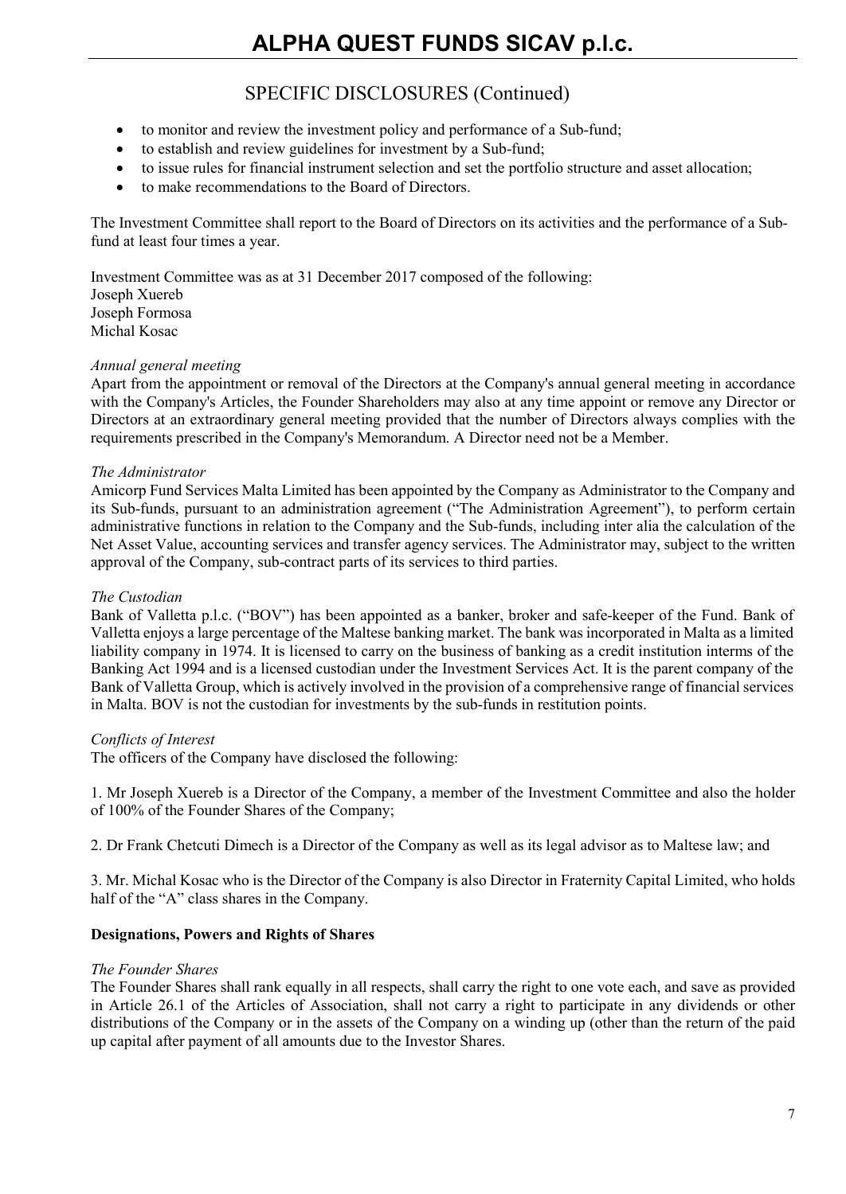## SPECIFIC DISCLOSURES (Continued)

- to monitor and review the investment policy and performance of a Sub-fund;
- to establish and review guidelines for investment by a Sub-fund;
- to issue rules for financial instrument selection and set the portfolio structure and asset allocation;
- to make recommendations to the Board of Directors.

The Investment Committee shall report to the Board of Directors on its activities and the performance of a Sub-fund at least four times a year.

Investment Committee was as at 31 December 2017 composed of the following:
Joseph Xuereb
Joseph Formosa
Michal Kosac

*Annual general meeting*
Apart from the appointment or removal of the Directors at the Company's annual general meeting in accordance with the Company's Articles, the Founder Shareholders may also at any time appoint or remove any Director or Directors at an extraordinary general meeting provided that the number of Directors always complies with the requirements prescribed in the Company's Memorandum. A Director need not be a Member.

*The Administrator*
Amicorp Fund Services Malta Limited has been appointed by the Company as Administrator to the Company and its Sub-funds, pursuant to an administration agreement ("The Administration Agreement"), to perform certain administrative functions in relation to the Company and the Sub-funds, including inter alia the calculation of the Net Asset Value, accounting services and transfer agency services. The Administrator may, subject to the written approval of the Company, sub-contract parts of its services to third parties.

*The Custodian*
Bank of Valletta p.l.c. ("BOV") has been appointed as a banker, broker and safe-keeper of the Fund. Bank of Valletta enjoys a large percentage of the Maltese banking market. The bank was incorporated in Malta as a limited liability company in 1974. It is licensed to carry on the business of banking as a credit institution interms of the Banking Act 1994 and is a licensed custodian under the Investment Services Act. It is the parent company of the Bank of Valletta Group, which is actively involved in the provision of a comprehensive range of financial services in Malta. BOV is not the custodian for investments by the sub-funds in restitution points.

*Conflicts of Interest*
The officers of the Company have disclosed the following:

1. Mr Joseph Xuereb is a Director of the Company, a member of the Investment Committee and also the holder of 100% of the Founder Shares of the Company;

2. Dr Frank Chetcuti Dimech is a Director of the Company as well as its legal advisor as to Maltese law; and

3. Mr. Michal Kosac who is the Director of the Company is also Director in Fraternity Capital Limited, who holds half of the "A" class shares in the Company.

**Designations, Powers and Rights of Shares**

*The Founder Shares*
The Founder Shares shall rank equally in all respects, shall carry the right to one vote each, and save as provided in Article 26.1 of the Articles of Association, shall not carry a right to participate in any dividends or other distributions of the Company or in the assets of the Company on a winding up (other than the return of the paid up capital after payment of all amounts due to the Investor Shares.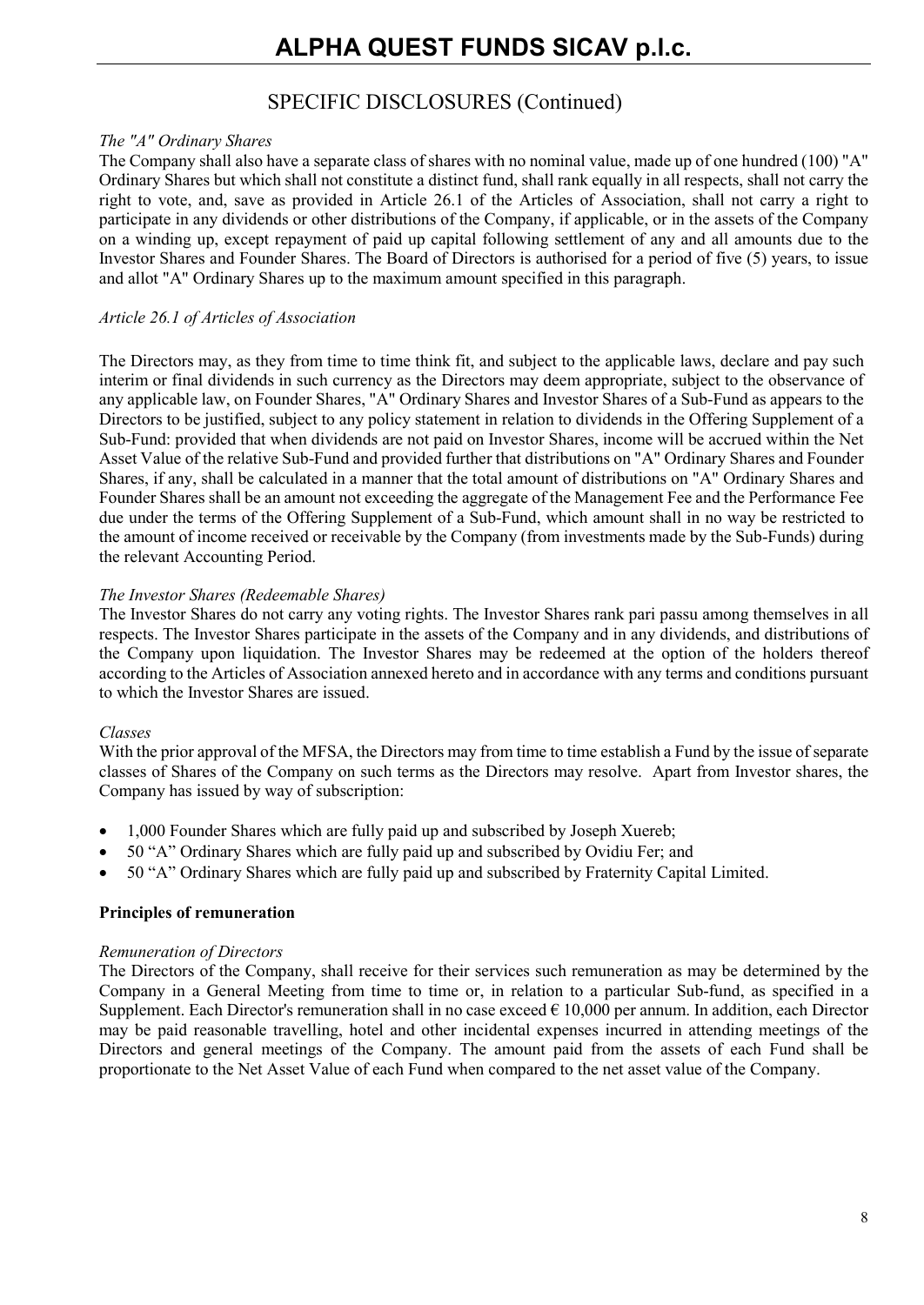## SPECIFIC DISCLOSURES (Continued)

*The "A" Ordinary Shares*

The Company shall also have a separate class of shares with no nominal value, made up of one hundred (100) "A" Ordinary Shares but which shall not constitute a distinct fund, shall rank equally in all respects, shall not carry the right to vote, and, save as provided in Article 26.1 of the Articles of Association, shall not carry a right to participate in any dividends or other distributions of the Company, if applicable, or in the assets of the Company on a winding up, except repayment of paid up capital following settlement of any and all amounts due to the Investor Shares and Founder Shares. The Board of Directors is authorised for a period of five (5) years, to issue and allot "A" Ordinary Shares up to the maximum amount specified in this paragraph.

*Article 26.1 of Articles of Association*

The Directors may, as they from time to time think fit, and subject to the applicable laws, declare and pay such interim or final dividends in such currency as the Directors may deem appropriate, subject to the observance of any applicable law, on Founder Shares, "A" Ordinary Shares and Investor Shares of a Sub-Fund as appears to the Directors to be justified, subject to any policy statement in relation to dividends in the Offering Supplement of a Sub-Fund: provided that when dividends are not paid on Investor Shares, income will be accrued within the Net Asset Value of the relative Sub-Fund and provided further that distributions on "A" Ordinary Shares and Founder Shares, if any, shall be calculated in a manner that the total amount of distributions on "A" Ordinary Shares and Founder Shares shall be an amount not exceeding the aggregate of the Management Fee and the Performance Fee due under the terms of the Offering Supplement of a Sub-Fund, which amount shall in no way be restricted to the amount of income received or receivable by the Company (from investments made by the Sub-Funds) during the relevant Accounting Period.

*The Investor Shares (Redeemable Shares)*

The Investor Shares do not carry any voting rights. The Investor Shares rank pari passu among themselves in all respects. The Investor Shares participate in the assets of the Company and in any dividends, and distributions of the Company upon liquidation. The Investor Shares may be redeemed at the option of the holders thereof according to the Articles of Association annexed hereto and in accordance with any terms and conditions pursuant to which the Investor Shares are issued.

*Classes*

With the prior approval of the MFSA, the Directors may from time to time establish a Fund by the issue of separate classes of Shares of the Company on such terms as the Directors may resolve. Apart from Investor shares, the Company has issued by way of subscription:

- 1,000 Founder Shares which are fully paid up and subscribed by Joseph Xuereb;
- 50 "A" Ordinary Shares which are fully paid up and subscribed by Ovidiu Fer; and
- 50 "A" Ordinary Shares which are fully paid up and subscribed by Fraternity Capital Limited.

**Principles of remuneration**

*Remuneration of Directors*

The Directors of the Company, shall receive for their services such remuneration as may be determined by the Company in a General Meeting from time to time or, in relation to a particular Sub-fund, as specified in a Supplement. Each Director's remuneration shall in no case exceed € 10,000 per annum. In addition, each Director may be paid reasonable travelling, hotel and other incidental expenses incurred in attending meetings of the Directors and general meetings of the Company. The amount paid from the assets of each Fund shall be proportionate to the Net Asset Value of each Fund when compared to the net asset value of the Company.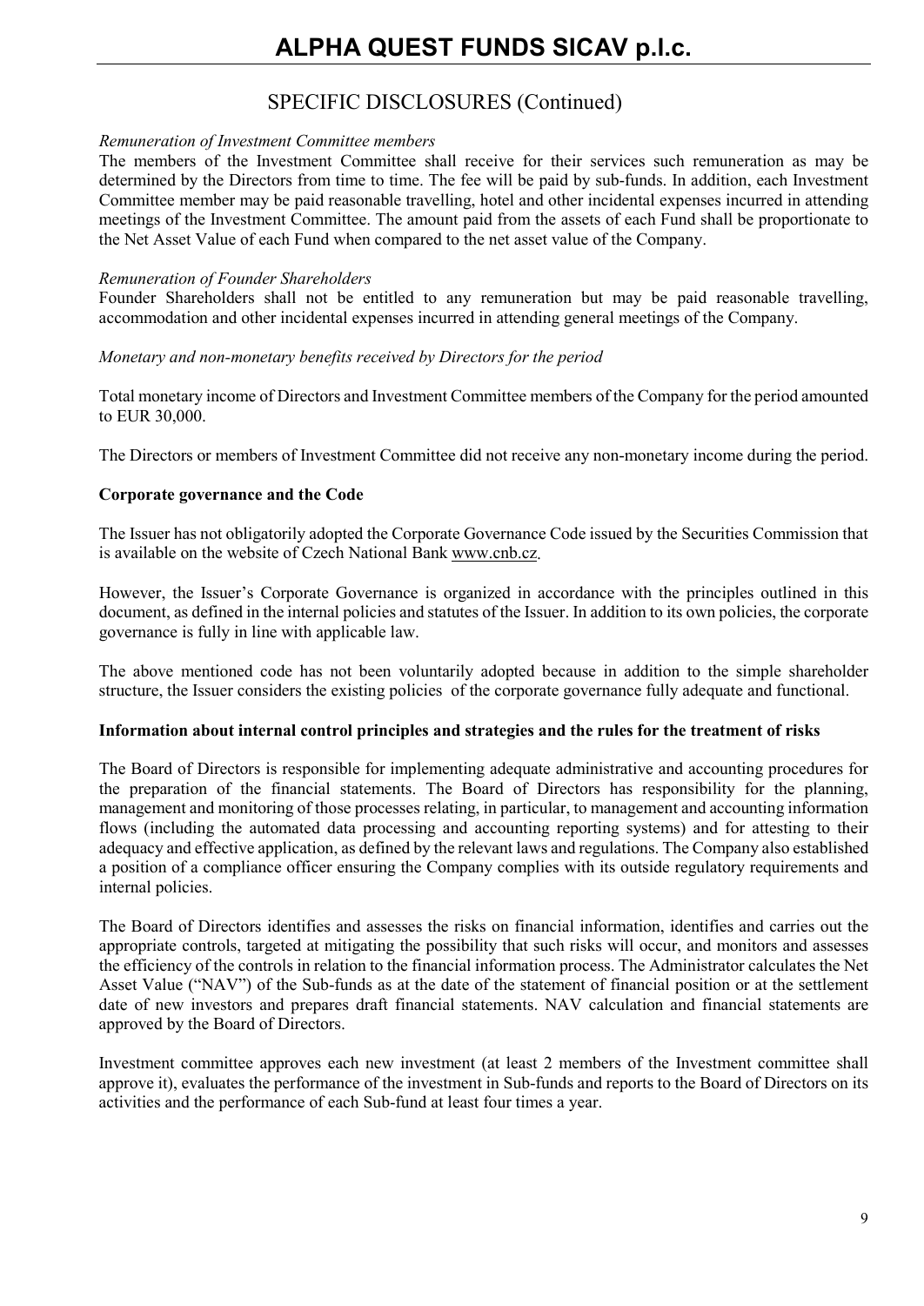## SPECIFIC DISCLOSURES (Continued)

*Remuneration of Investment Committee members*

The members of the Investment Committee shall receive for their services such remuneration as may be determined by the Directors from time to time. The fee will be paid by sub-funds. In addition, each Investment Committee member may be paid reasonable travelling, hotel and other incidental expenses incurred in attending meetings of the Investment Committee. The amount paid from the assets of each Fund shall be proportionate to the Net Asset Value of each Fund when compared to the net asset value of the Company.

*Remuneration of Founder Shareholders*

Founder Shareholders shall not be entitled to any remuneration but may be paid reasonable travelling, accommodation and other incidental expenses incurred in attending general meetings of the Company.

*Monetary and non-monetary benefits received by Directors for the period*

Total monetary income of Directors and Investment Committee members of the Company for the period amounted to EUR 30,000.

The Directors or members of Investment Committee did not receive any non-monetary income during the period.

**Corporate governance and the Code**

The Issuer has not obligatorily adopted the Corporate Governance Code issued by the Securities Commission that is available on the website of Czech National Bank www.cnb.cz.

However, the Issuer's Corporate Governance is organized in accordance with the principles outlined in this document, as defined in the internal policies and statutes of the Issuer. In addition to its own policies, the corporate governance is fully in line with applicable law.

The above mentioned code has not been voluntarily adopted because in addition to the simple shareholder structure, the Issuer considers the existing policies of the corporate governance fully adequate and functional.

**Information about internal control principles and strategies and the rules for the treatment of risks**

The Board of Directors is responsible for implementing adequate administrative and accounting procedures for the preparation of the financial statements. The Board of Directors has responsibility for the planning, management and monitoring of those processes relating, in particular, to management and accounting information flows (including the automated data processing and accounting reporting systems) and for attesting to their adequacy and effective application, as defined by the relevant laws and regulations. The Company also established a position of a compliance officer ensuring the Company complies with its outside regulatory requirements and internal policies.

The Board of Directors identifies and assesses the risks on financial information, identifies and carries out the appropriate controls, targeted at mitigating the possibility that such risks will occur, and monitors and assesses the efficiency of the controls in relation to the financial information process. The Administrator calculates the Net Asset Value ("NAV") of the Sub-funds as at the date of the statement of financial position or at the settlement date of new investors and prepares draft financial statements. NAV calculation and financial statements are approved by the Board of Directors.

Investment committee approves each new investment (at least 2 members of the Investment committee shall approve it), evaluates the performance of the investment in Sub-funds and reports to the Board of Directors on its activities and the performance of each Sub-fund at least four times a year.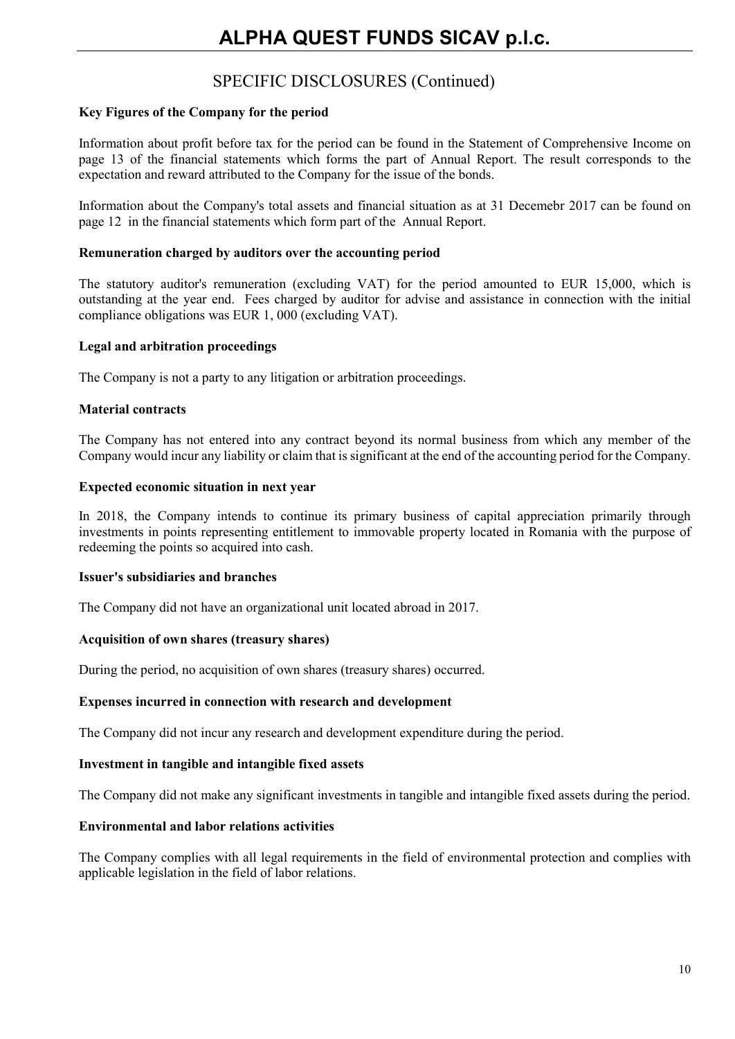## SPECIFIC DISCLOSURES (Continued)

### Key Figures of the Company for the period

Information about profit before tax for the period can be found in the Statement of Comprehensive Income on page 13 of the financial statements which forms the part of Annual Report. The result corresponds to the expectation and reward attributed to the Company for the issue of the bonds.

Information about the Company's total assets and financial situation as at 31 Decemebr 2017 can be found on page 12 in the financial statements which form part of the Annual Report.

### Remuneration charged by auditors over the accounting period

The statutory auditor's remuneration (excluding VAT) for the period amounted to EUR 15,000, which is outstanding at the year end. Fees charged by auditor for advise and assistance in connection with the initial compliance obligations was EUR 1, 000 (excluding VAT).

### Legal and arbitration proceedings

The Company is not a party to any litigation or arbitration proceedings.

### Material contracts

The Company has not entered into any contract beyond its normal business from which any member of the Company would incur any liability or claim that is significant at the end of the accounting period for the Company.

### Expected economic situation in next year

In 2018, the Company intends to continue its primary business of capital appreciation primarily through investments in points representing entitlement to immovable property located in Romania with the purpose of redeeming the points so acquired into cash.

### Issuer's subsidiaries and branches

The Company did not have an organizational unit located abroad in 2017.

### Acquisition of own shares (treasury shares)

During the period, no acquisition of own shares (treasury shares) occurred.

### Expenses incurred in connection with research and development

The Company did not incur any research and development expenditure during the period.

### Investment in tangible and intangible fixed assets

The Company did not make any significant investments in tangible and intangible fixed assets during the period.

### Environmental and labor relations activities

The Company complies with all legal requirements in the field of environmental protection and complies with applicable legislation in the field of labor relations.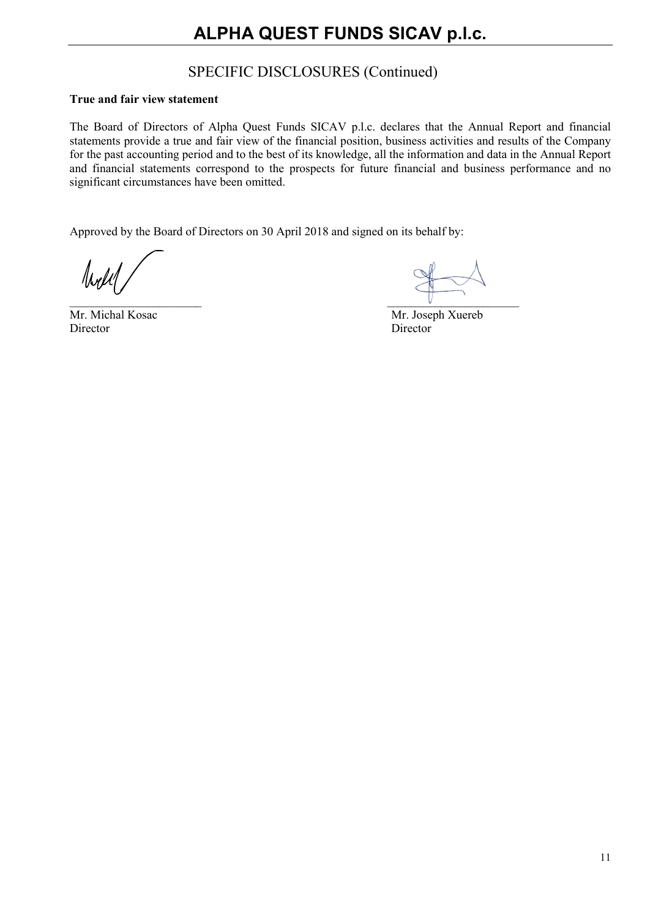## SPECIFIC DISCLOSURES (Continued)

**True and fair view statement**

The Board of Directors of Alpha Quest Funds SICAV p.l.c. declares that the Annual Report and financial statements provide a true and fair view of the financial position, business activities and results of the Company for the past accounting period and to the best of its knowledge, all the information and data in the Annual Report and financial statements correspond to the prospects for future financial and business performance and no significant circumstances have been omitted.

Approved by the Board of Directors on 30 April 2018 and signed on its behalf by:

Mr. Michal Kosac
Director

Mr. Joseph Xuereb
Director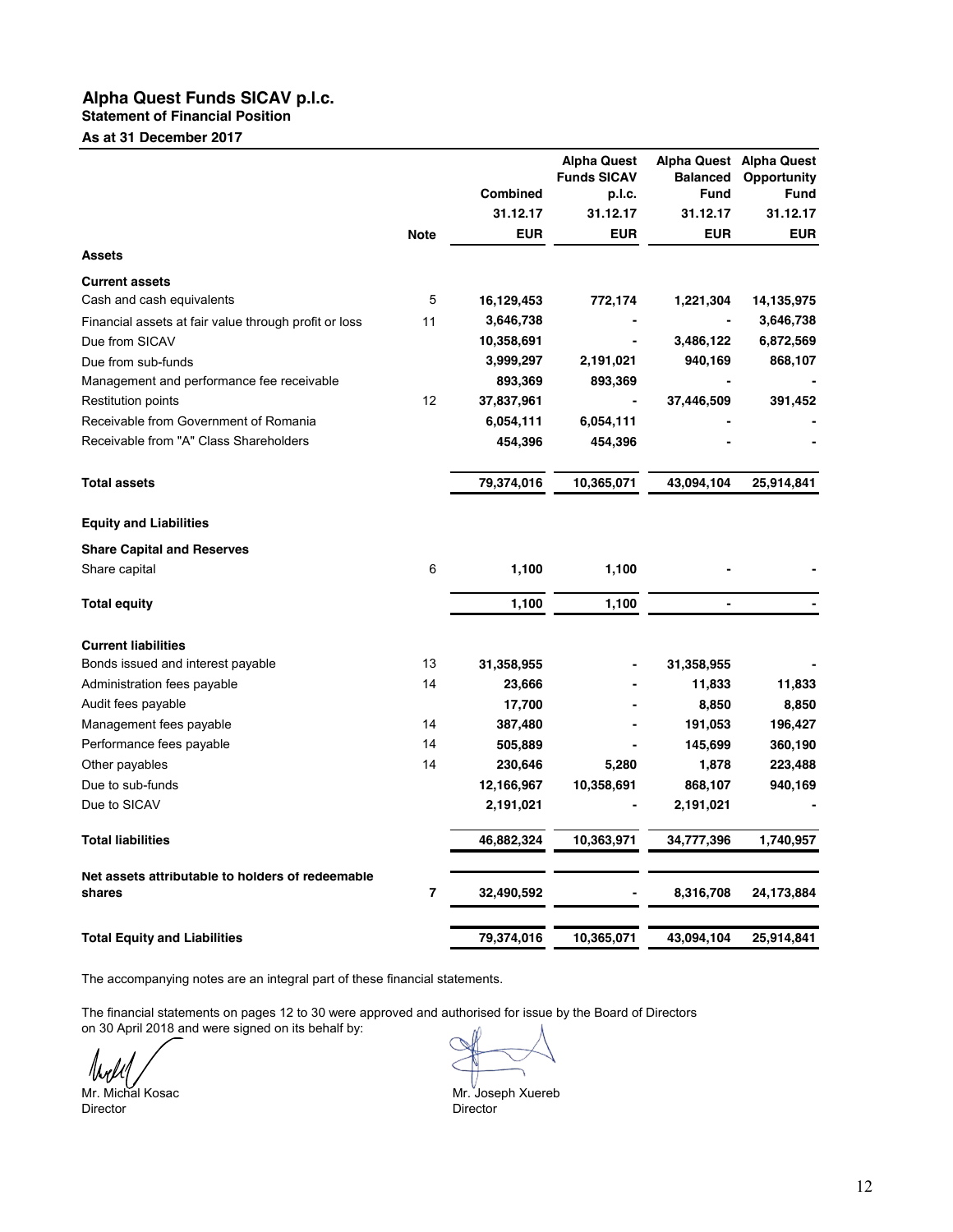# Alpha Quest Funds SICAV p.l.c.

## Statement of Financial Position

### As at 31 December 2017

| | Note | Combined | Alpha Quest Funds SICAV p.l.c. | Alpha Quest Balanced Fund | Alpha Quest Opportunity Fund |
|---|---|---|---|---|---|
| | | 31.12.17 | 31.12.17 | 31.12.17 | 31.12.17 |
| | | EUR | EUR | EUR | EUR |
| **Assets** | | | | | |
| **Current assets** | | | | | |
| Cash and cash equivalents | 5 | **16,129,453** | **772,174** | **1,221,304** | **14,135,975** |
| Financial assets at fair value through profit or loss | 11 | **3,646,738** | **-** | **-** | **3,646,738** |
| Due from SICAV | | **10,358,691** | **-** | **3,486,122** | **6,872,569** |
| Due from sub-funds | | **3,999,297** | **2,191,021** | **940,169** | **868,107** |
| Management and performance fee receivable | | **893,369** | **893,369** | **-** | **-** |
| Restitution points | 12 | **37,837,961** | **-** | **37,446,509** | **391,452** |
| Receivable from Government of Romania | | **6,054,111** | **6,054,111** | **-** | **-** |
| Receivable from "A" Class Shareholders | | **454,396** | **454,396** | **-** | **-** |
| **Total assets** | | **79,374,016** | **10,365,071** | **43,094,104** | **25,914,841** |
| **Equity and Liabilities** | | | | | |
| **Share Capital and Reserves** | | | | | |
| Share capital | 6 | **1,100** | **1,100** | **-** | **-** |
| **Total equity** | | **1,100** | **1,100** | **-** | **-** |
| **Current liabilities** | | | | | |
| Bonds issued and interest payable | 13 | **31,358,955** | **-** | **31,358,955** | **-** |
| Administration fees payable | 14 | **23,666** | **-** | **11,833** | **11,833** |
| Audit fees payable | | **17,700** | **-** | **8,850** | **8,850** |
| Management fees payable | 14 | **387,480** | **-** | **191,053** | **196,427** |
| Performance fees payable | 14 | **505,889** | **-** | **145,699** | **360,190** |
| Other payables | 14 | **230,646** | **5,280** | **1,878** | **223,488** |
| Due to sub-funds | | **12,166,967** | **10,358,691** | **868,107** | **940,169** |
| Due to SICAV | | **2,191,021** | **-** | **2,191,021** | **-** |
| **Total liabilities** | | **46,882,324** | **10,363,971** | **34,777,396** | **1,740,957** |
| **Net assets attributable to holders of redeemable shares** | **7** | **32,490,592** | **-** | **8,316,708** | **24,173,884** |
| **Total Equity and Liabilities** | | **79,374,016** | **10,365,071** | **43,094,104** | **25,914,841** |

The accompanying notes are an integral part of these financial statements.

The financial statements on pages 12 to 30 were approved and authorised for issue by the Board of Directors on 30 April 2018 and were signed on its behalf by:

Mr. Michal Kosac
Director

Mr. Joseph Xuereb
Director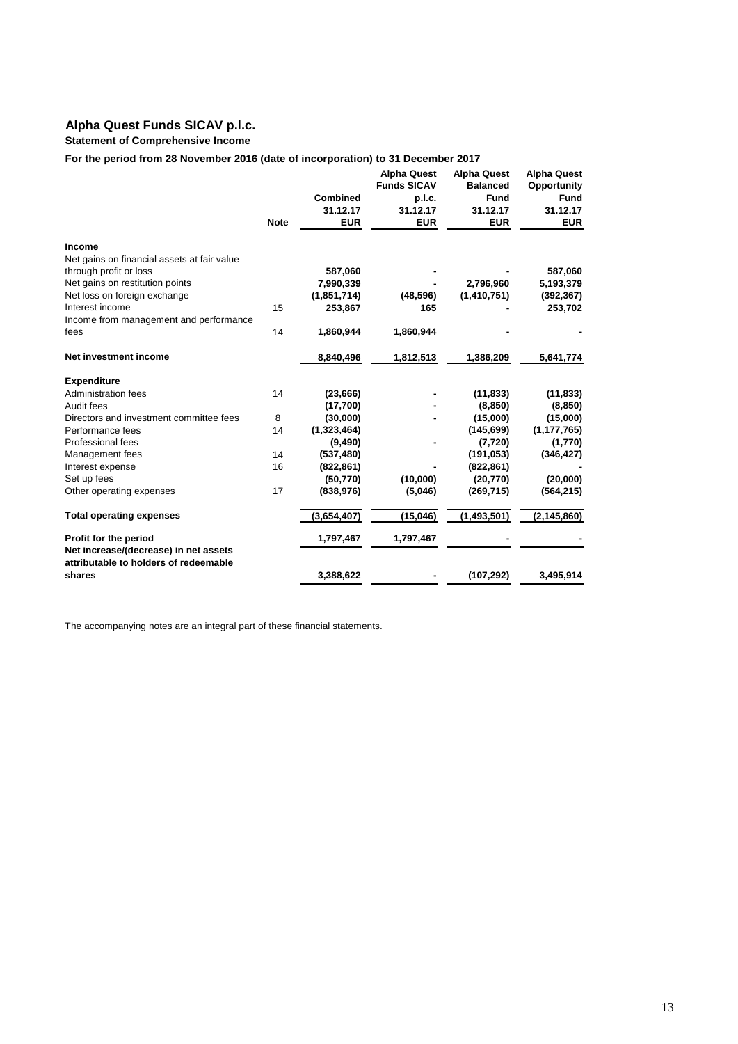# Alpha Quest Funds SICAV p.l.c.

**Statement of Comprehensive Income**

**For the period from 28 November 2016 (date of incorporation) to 31 December 2017**

| | Note | Combined 31.12.17 EUR | Alpha Quest Funds SICAV p.l.c. 31.12.17 EUR | Alpha Quest Balanced Fund 31.12.17 EUR | Alpha Quest Opportunity Fund 31.12.17 EUR |
|---|---|---|---|---|---|
| **Income** | | | | | |
| Net gains on financial assets at fair value through profit or loss | | **587,060** | **-** | **-** | **587,060** |
| Net gains on restitution points | | **7,990,339** | **-** | **2,796,960** | **5,193,379** |
| Net loss on foreign exchange | | **(1,851,714)** | **(48,596)** | **(1,410,751)** | **(392,367)** |
| Interest income | 15 | **253,867** | **165** | **-** | **253,702** |
| Income from management and performance fees | 14 | **1,860,944** | **1,860,944** | **-** | **-** |
| **Net investment income** | | **8,840,496** | **1,812,513** | **1,386,209** | **5,641,774** |
| **Expenditure** | | | | | |
| Administration fees | 14 | **(23,666)** | **-** | **(11,833)** | **(11,833)** |
| Audit fees | | **(17,700)** | **-** | **(8,850)** | **(8,850)** |
| Directors and investment committee fees | 8 | **(30,000)** | **-** | **(15,000)** | **(15,000)** |
| Performance fees | 14 | **(1,323,464)** | | **(145,699)** | **(1,177,765)** |
| Professional fees | | **(9,490)** | **-** | **(7,720)** | **(1,770)** |
| Management fees | 14 | **(537,480)** | | **(191,053)** | **(346,427)** |
| Interest expense | 16 | **(822,861)** | **-** | **(822,861)** | **-** |
| Set up fees | | **(50,770)** | **(10,000)** | **(20,770)** | **(20,000)** |
| Other operating expenses | 17 | **(838,976)** | **(5,046)** | **(269,715)** | **(564,215)** |
| **Total operating expenses** | | **(3,654,407)** | **(15,046)** | **(1,493,501)** | **(2,145,860)** |
| **Profit for the period** | | **1,797,467** | **1,797,467** | **-** | **-** |
| **Net increase/(decrease) in net assets attributable to holders of redeemable shares** | | **3,388,622** | **-** | **(107,292)** | **3,495,914** |

The accompanying notes are an integral part of these financial statements.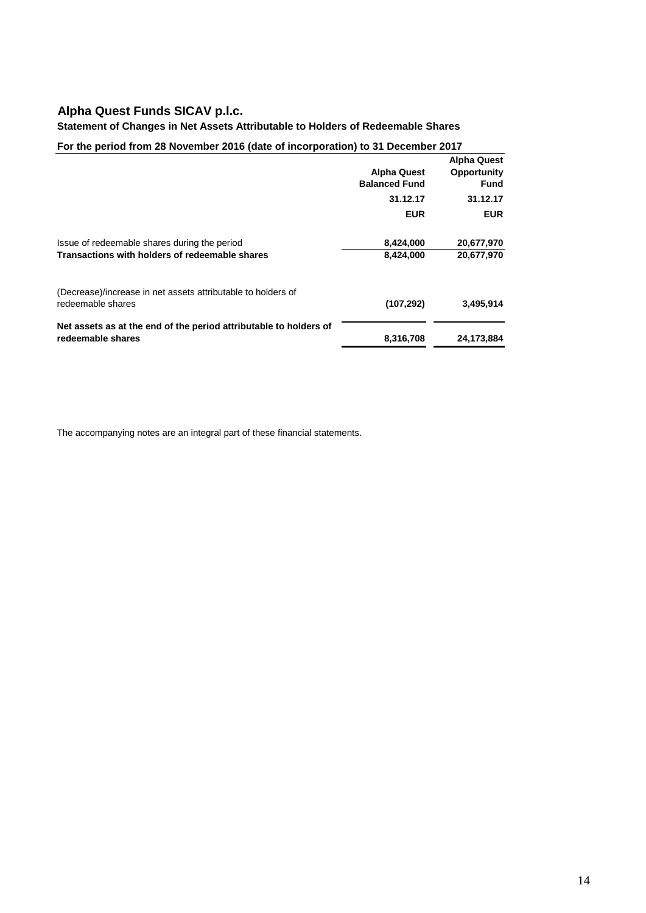# Alpha Quest Funds SICAV p.l.c.

**Statement of Changes in Net Assets Attributable to Holders of Redeemable Shares**

**For the period from 28 November 2016 (date of incorporation) to 31 December 2017**

| | Alpha Quest Balanced Fund | Alpha Quest Opportunity Fund |
|---|---|---|
| | **31.12.17** | **31.12.17** |
| | **EUR** | **EUR** |
| Issue of redeemable shares during the period | 8,424,000 | 20,677,970 |
| **Transactions with holders of redeemable shares** | **8,424,000** | **20,677,970** |
| (Decrease)/increase in net assets attributable to holders of redeemable shares | (107,292) | 3,495,914 |
| **Net assets as at the end of the period attributable to holders of redeemable shares** | **8,316,708** | **24,173,884** |

The accompanying notes are an integral part of these financial statements.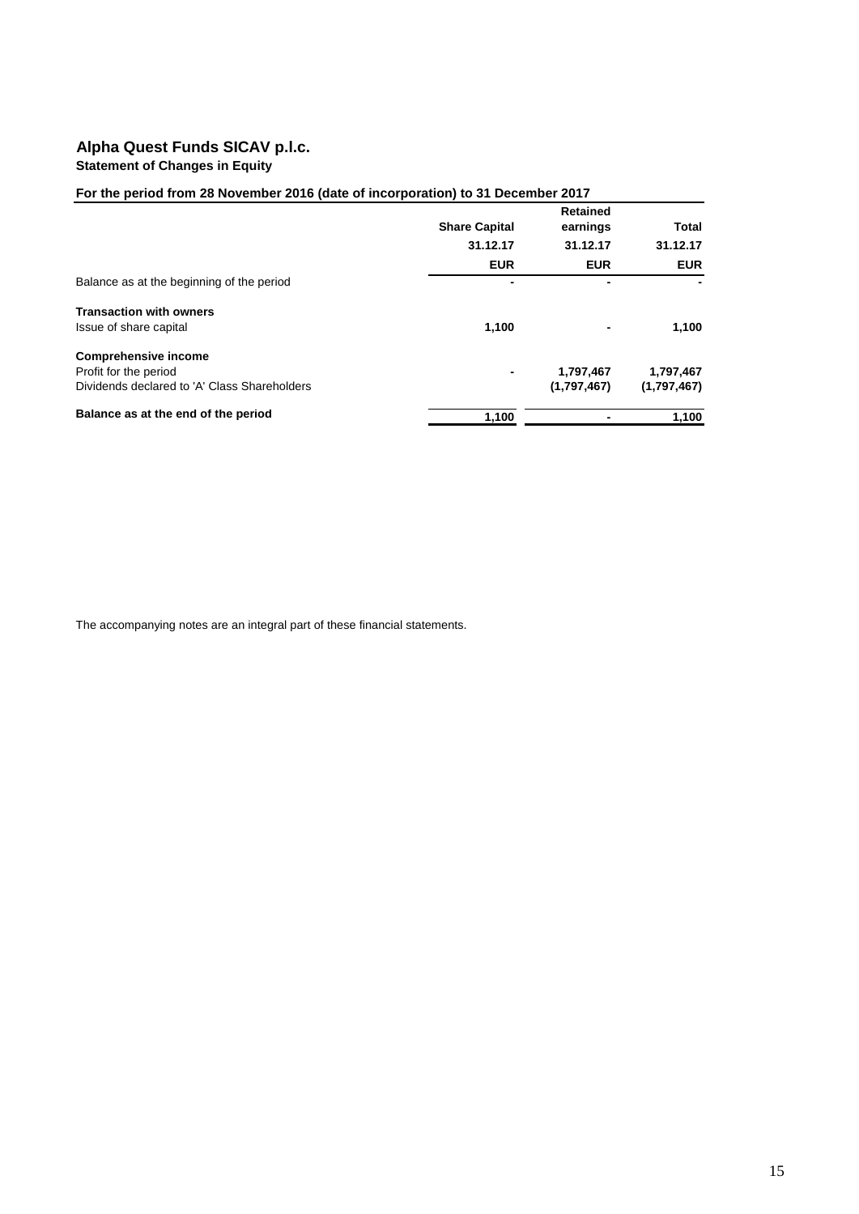# Alpha Quest Funds SICAV p.l.c.

**Statement of Changes in Equity**

**For the period from 28 November 2016 (date of incorporation) to 31 December 2017**

| | Share Capital | Retained earnings | Total |
|---|---|---|---|
| | 31.12.17 | 31.12.17 | 31.12.17 |
| | EUR | EUR | EUR |
| Balance as at the beginning of the period | - | - | - |
| **Transaction with owners** | | | |
| Issue of share capital | 1,100 | - | 1,100 |
| **Comprehensive income** | | | |
| Profit for the period | - | 1,797,467 | 1,797,467 |
| Dividends declared to 'A' Class Shareholders | | (1,797,467) | (1,797,467) |
| **Balance as at the end of the period** | 1,100 | - | 1,100 |

The accompanying notes are an integral part of these financial statements.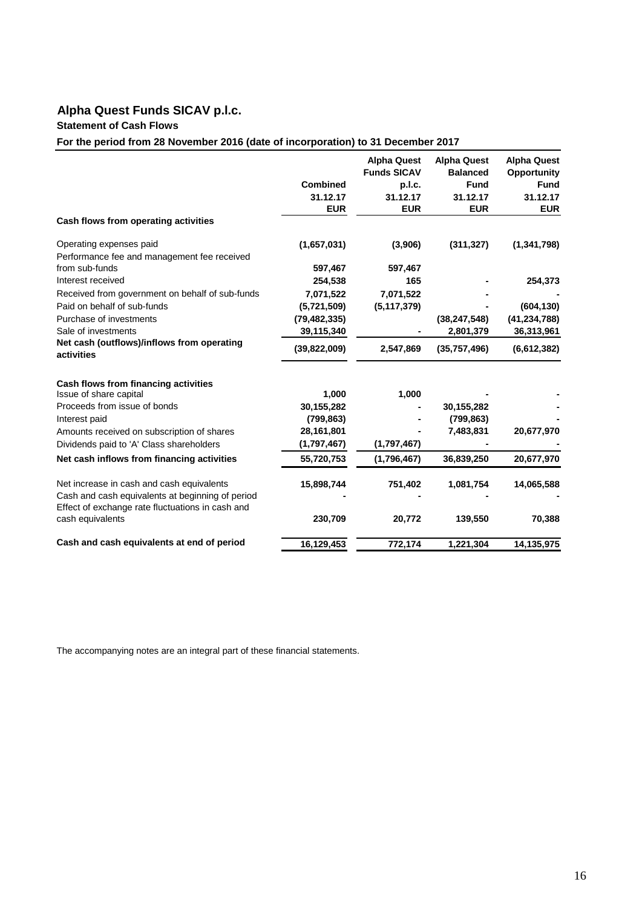# Alpha Quest Funds SICAV p.l.c.

**Statement of Cash Flows**

**For the period from 28 November 2016 (date of incorporation) to 31 December 2017**

| | Combined 31.12.17 EUR | Alpha Quest Funds SICAV p.l.c. 31.12.17 EUR | Alpha Quest Balanced Fund 31.12.17 EUR | Alpha Quest Opportunity Fund 31.12.17 EUR |
|---|---|---|---|---|
| **Cash flows from operating activities** | | | | |
| Operating expenses paid | (1,657,031) | (3,906) | (311,327) | (1,341,798) |
| Performance fee and management fee received from sub-funds | 597,467 | 597,467 | | |
| Interest received | 254,538 | 165 | - | 254,373 |
| Received from government on behalf of sub-funds | 7,071,522 | 7,071,522 | - | - |
| Paid on behalf of sub-funds | (5,721,509) | (5,117,379) | - | (604,130) |
| Purchase of investments | (79,482,335) | | (38,247,548) | (41,234,788) |
| Sale of investments | 39,115,340 | - | 2,801,379 | 36,313,961 |
| **Net cash (outflows)/inflows from operating activities** | **(39,822,009)** | **2,547,869** | **(35,757,496)** | **(6,612,382)** |
| **Cash flows from financing activities** | | | | |
| Issue of share capital | 1,000 | 1,000 | - | - |
| Proceeds from issue of bonds | 30,155,282 | - | 30,155,282 | - |
| Interest paid | (799,863) | - | (799,863) | - |
| Amounts received on subscription of shares | 28,161,801 | - | 7,483,831 | 20,677,970 |
| Dividends paid to 'A' Class shareholders | (1,797,467) | (1,797,467) | - | - |
| **Net cash inflows from financing activities** | **55,720,753** | **(1,796,467)** | **36,839,250** | **20,677,970** |
| Net increase in cash and cash equivalents | 15,898,744 | 751,402 | 1,081,754 | 14,065,588 |
| Cash and cash equivalents at beginning of period | - | - | - | - |
| Effect of exchange rate fluctuations in cash and cash equivalents | 230,709 | 20,772 | 139,550 | 70,388 |
| **Cash and cash equivalents at end of period** | **16,129,453** | **772,174** | **1,221,304** | **14,135,975** |

The accompanying notes are an integral part of these financial statements.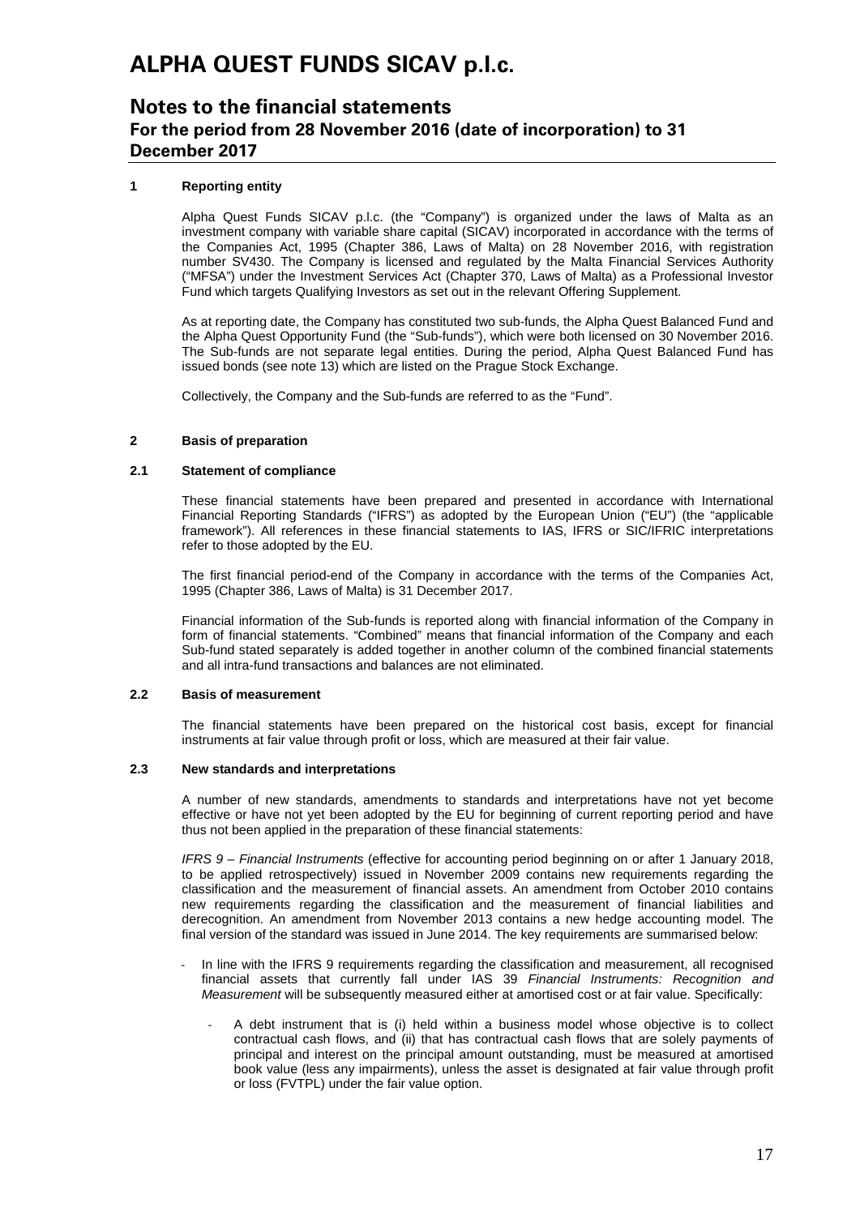# ALPHA QUEST FUNDS SICAV p.l.c.

## Notes to the financial statements
### For the period from 28 November 2016 (date of incorporation) to 31 December 2017

**1 Reporting entity**

Alpha Quest Funds SICAV p.l.c. (the "Company") is organized under the laws of Malta as an investment company with variable share capital (SICAV) incorporated in accordance with the terms of the Companies Act, 1995 (Chapter 386, Laws of Malta) on 28 November 2016, with registration number SV430. The Company is licensed and regulated by the Malta Financial Services Authority ("MFSA") under the Investment Services Act (Chapter 370, Laws of Malta) as a Professional Investor Fund which targets Qualifying Investors as set out in the relevant Offering Supplement.

As at reporting date, the Company has constituted two sub-funds, the Alpha Quest Balanced Fund and the Alpha Quest Opportunity Fund (the "Sub-funds"), which were both licensed on 30 November 2016. The Sub-funds are not separate legal entities. During the period, Alpha Quest Balanced Fund has issued bonds (see note 13) which are listed on the Prague Stock Exchange.

Collectively, the Company and the Sub-funds are referred to as the "Fund".

**2 Basis of preparation**

**2.1 Statement of compliance**

These financial statements have been prepared and presented in accordance with International Financial Reporting Standards ("IFRS") as adopted by the European Union ("EU") (the "applicable framework"). All references in these financial statements to IAS, IFRS or SIC/IFRIC interpretations refer to those adopted by the EU.

The first financial period-end of the Company in accordance with the terms of the Companies Act, 1995 (Chapter 386, Laws of Malta) is 31 December 2017.

Financial information of the Sub-funds is reported along with financial information of the Company in form of financial statements. "Combined" means that financial information of the Company and each Sub-fund stated separately is added together in another column of the combined financial statements and all intra-fund transactions and balances are not eliminated.

**2.2 Basis of measurement**

The financial statements have been prepared on the historical cost basis, except for financial instruments at fair value through profit or loss, which are measured at their fair value.

**2.3 New standards and interpretations**

A number of new standards, amendments to standards and interpretations have not yet become effective or have not yet been adopted by the EU for beginning of current reporting period and have thus not been applied in the preparation of these financial statements:

*IFRS 9 – Financial Instruments* (effective for accounting period beginning on or after 1 January 2018, to be applied retrospectively) issued in November 2009 contains new requirements regarding the classification and the measurement of financial assets. An amendment from October 2010 contains new requirements regarding the classification and the measurement of financial liabilities and derecognition. An amendment from November 2013 contains a new hedge accounting model. The final version of the standard was issued in June 2014. The key requirements are summarised below:

- In line with the IFRS 9 requirements regarding the classification and measurement, all recognised financial assets that currently fall under IAS 39 *Financial Instruments: Recognition and Measurement* will be subsequently measured either at amortised cost or at fair value. Specifically:
  - A debt instrument that is (i) held within a business model whose objective is to collect contractual cash flows, and (ii) that has contractual cash flows that are solely payments of principal and interest on the principal amount outstanding, must be measured at amortised book value (less any impairments), unless the asset is designated at fair value through profit or loss (FVTPL) under the fair value option.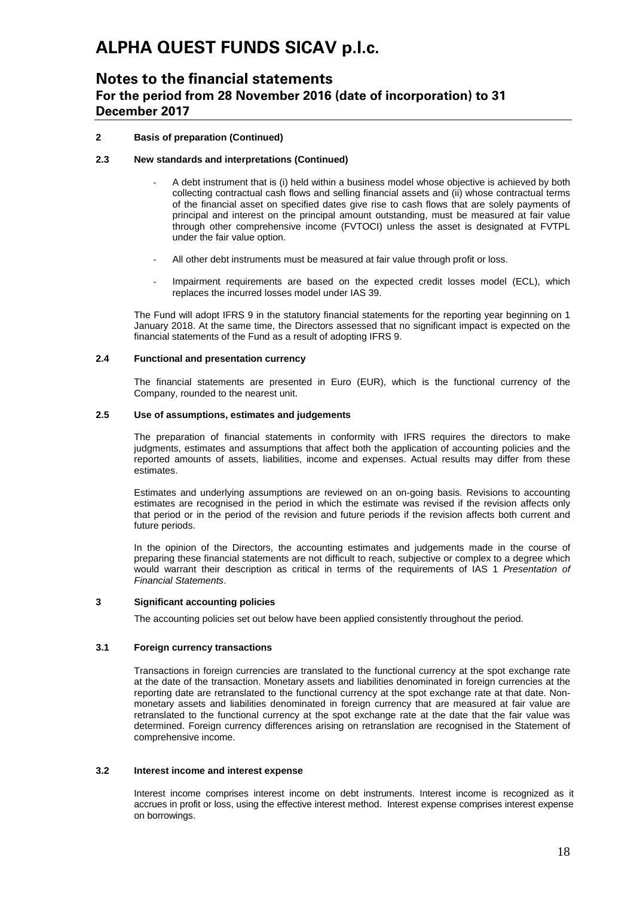## 2 Basis of preparation (Continued)

### 2.3 New standards and interpretations (Continued)

- A debt instrument that is (i) held within a business model whose objective is achieved by both collecting contractual cash flows and selling financial assets and (ii) whose contractual terms of the financial asset on specified dates give rise to cash flows that are solely payments of principal and interest on the principal amount outstanding, must be measured at fair value through other comprehensive income (FVTOCI) unless the asset is designated at FVTPL under the fair value option.
- All other debt instruments must be measured at fair value through profit or loss.
- Impairment requirements are based on the expected credit losses model (ECL), which replaces the incurred losses model under IAS 39.

The Fund will adopt IFRS 9 in the statutory financial statements for the reporting year beginning on 1 January 2018. At the same time, the Directors assessed that no significant impact is expected on the financial statements of the Fund as a result of adopting IFRS 9.

### 2.4 Functional and presentation currency

The financial statements are presented in Euro (EUR), which is the functional currency of the Company, rounded to the nearest unit.

### 2.5 Use of assumptions, estimates and judgements

The preparation of financial statements in conformity with IFRS requires the directors to make judgments, estimates and assumptions that affect both the application of accounting policies and the reported amounts of assets, liabilities, income and expenses. Actual results may differ from these estimates.

Estimates and underlying assumptions are reviewed on an on-going basis. Revisions to accounting estimates are recognised in the period in which the estimate was revised if the revision affects only that period or in the period of the revision and future periods if the revision affects both current and future periods.

In the opinion of the Directors, the accounting estimates and judgements made in the course of preparing these financial statements are not difficult to reach, subjective or complex to a degree which would warrant their description as critical in terms of the requirements of IAS 1 *Presentation of Financial Statements*.

## 3 Significant accounting policies

The accounting policies set out below have been applied consistently throughout the period.

### 3.1 Foreign currency transactions

Transactions in foreign currencies are translated to the functional currency at the spot exchange rate at the date of the transaction. Monetary assets and liabilities denominated in foreign currencies at the reporting date are retranslated to the functional currency at the spot exchange rate at that date. Non-monetary assets and liabilities denominated in foreign currency that are measured at fair value are retranslated to the functional currency at the spot exchange rate at the date that the fair value was determined. Foreign currency differences arising on retranslation are recognised in the Statement of comprehensive income.

### 3.2 Interest income and interest expense

Interest income comprises interest income on debt instruments. Interest income is recognized as it accrues in profit or loss, using the effective interest method. Interest expense comprises interest expense on borrowings.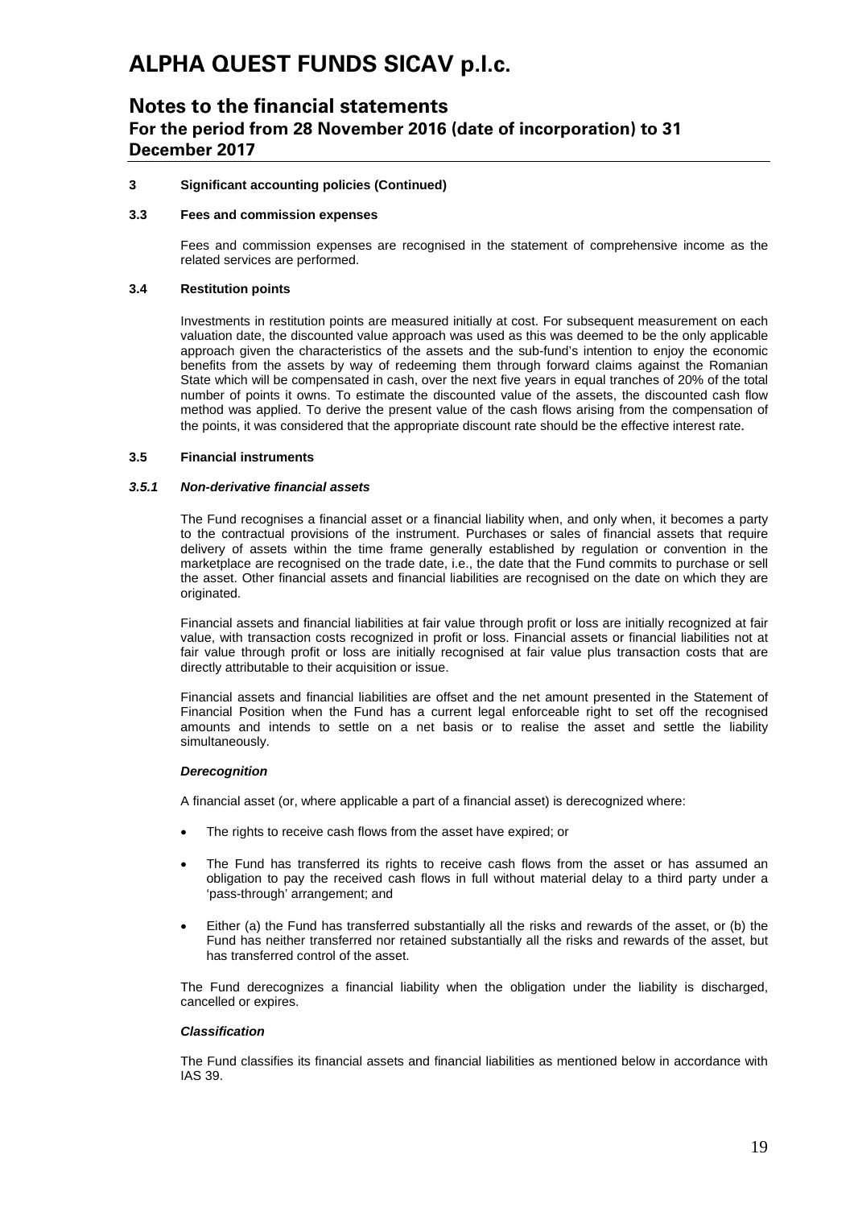### 3 Significant accounting policies (Continued)

### 3.3 Fees and commission expenses

Fees and commission expenses are recognised in the statement of comprehensive income as the related services are performed.

### 3.4 Restitution points

Investments in restitution points are measured initially at cost. For subsequent measurement on each valuation date, the discounted value approach was used as this was deemed to be the only applicable approach given the characteristics of the assets and the sub-fund's intention to enjoy the economic benefits from the assets by way of redeeming them through forward claims against the Romanian State which will be compensated in cash, over the next five years in equal tranches of 20% of the total number of points it owns. To estimate the discounted value of the assets, the discounted cash flow method was applied. To derive the present value of the cash flows arising from the compensation of the points, it was considered that the appropriate discount rate should be the effective interest rate.

### 3.5 Financial instruments

#### *3.5.1 Non-derivative financial assets*

The Fund recognises a financial asset or a financial liability when, and only when, it becomes a party to the contractual provisions of the instrument. Purchases or sales of financial assets that require delivery of assets within the time frame generally established by regulation or convention in the marketplace are recognised on the trade date, i.e., the date that the Fund commits to purchase or sell the asset. Other financial assets and financial liabilities are recognised on the date on which they are originated.

Financial assets and financial liabilities at fair value through profit or loss are initially recognized at fair value, with transaction costs recognized in profit or loss. Financial assets or financial liabilities not at fair value through profit or loss are initially recognised at fair value plus transaction costs that are directly attributable to their acquisition or issue.

Financial assets and financial liabilities are offset and the net amount presented in the Statement of Financial Position when the Fund has a current legal enforceable right to set off the recognised amounts and intends to settle on a net basis or to realise the asset and settle the liability simultaneously.

***Derecognition***

A financial asset (or, where applicable a part of a financial asset) is derecognized where:

- The rights to receive cash flows from the asset have expired; or
- The Fund has transferred its rights to receive cash flows from the asset or has assumed an obligation to pay the received cash flows in full without material delay to a third party under a 'pass-through' arrangement; and
- Either (a) the Fund has transferred substantially all the risks and rewards of the asset, or (b) the Fund has neither transferred nor retained substantially all the risks and rewards of the asset, but has transferred control of the asset.

The Fund derecognizes a financial liability when the obligation under the liability is discharged, cancelled or expires.

***Classification***

The Fund classifies its financial assets and financial liabilities as mentioned below in accordance with IAS 39.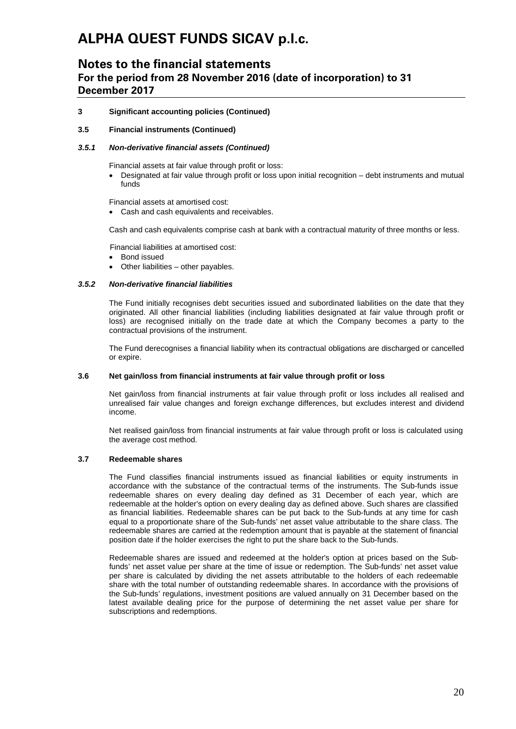**3 Significant accounting policies (Continued)**

**3.5 Financial instruments (Continued)**

***3.5.1 Non-derivative financial assets (Continued)***

Financial assets at fair value through profit or loss:

- Designated at fair value through profit or loss upon initial recognition – debt instruments and mutual funds

Financial assets at amortised cost:

- Cash and cash equivalents and receivables.

Cash and cash equivalents comprise cash at bank with a contractual maturity of three months or less.

Financial liabilities at amortised cost:

- Bond issued
- Other liabilities – other payables.

***3.5.2 Non-derivative financial liabilities***

The Fund initially recognises debt securities issued and subordinated liabilities on the date that they originated. All other financial liabilities (including liabilities designated at fair value through profit or loss) are recognised initially on the trade date at which the Company becomes a party to the contractual provisions of the instrument.

The Fund derecognises a financial liability when its contractual obligations are discharged or cancelled or expire.

**3.6 Net gain/loss from financial instruments at fair value through profit or loss**

Net gain/loss from financial instruments at fair value through profit or loss includes all realised and unrealised fair value changes and foreign exchange differences, but excludes interest and dividend income.

Net realised gain/loss from financial instruments at fair value through profit or loss is calculated using the average cost method.

**3.7 Redeemable shares**

The Fund classifies financial instruments issued as financial liabilities or equity instruments in accordance with the substance of the contractual terms of the instruments. The Sub-funds issue redeemable shares on every dealing day defined as 31 December of each year, which are redeemable at the holder's option on every dealing day as defined above. Such shares are classified as financial liabilities. Redeemable shares can be put back to the Sub-funds at any time for cash equal to a proportionate share of the Sub-funds' net asset value attributable to the share class. The redeemable shares are carried at the redemption amount that is payable at the statement of financial position date if the holder exercises the right to put the share back to the Sub-funds.

Redeemable shares are issued and redeemed at the holder's option at prices based on the Sub-funds' net asset value per share at the time of issue or redemption. The Sub-funds' net asset value per share is calculated by dividing the net assets attributable to the holders of each redeemable share with the total number of outstanding redeemable shares. In accordance with the provisions of the Sub-funds' regulations, investment positions are valued annually on 31 December based on the latest available dealing price for the purpose of determining the net asset value per share for subscriptions and redemptions.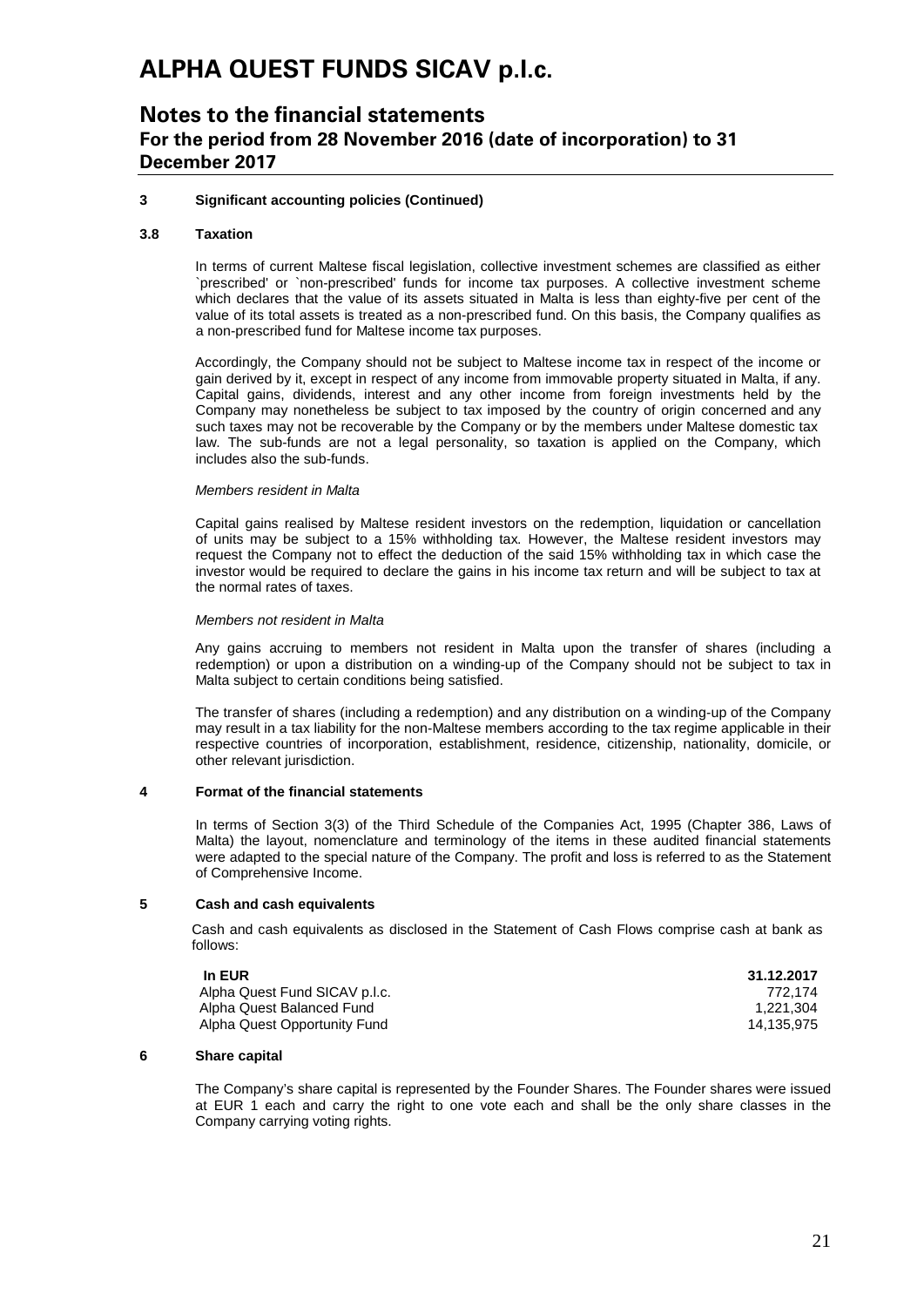### 3 Significant accounting policies (Continued)

#### 3.8 Taxation

In terms of current Maltese fiscal legislation, collective investment schemes are classified as either `prescribed' or `non-prescribed' funds for income tax purposes. A collective investment scheme which declares that the value of its assets situated in Malta is less than eighty-five per cent of the value of its total assets is treated as a non-prescribed fund. On this basis, the Company qualifies as a non-prescribed fund for Maltese income tax purposes.

Accordingly, the Company should not be subject to Maltese income tax in respect of the income or gain derived by it, except in respect of any income from immovable property situated in Malta, if any. Capital gains, dividends, interest and any other income from foreign investments held by the Company may nonetheless be subject to tax imposed by the country of origin concerned and any such taxes may not be recoverable by the Company or by the members under Maltese domestic tax law. The sub-funds are not a legal personality, so taxation is applied on the Company, which includes also the sub-funds.

*Members resident in Malta*

Capital gains realised by Maltese resident investors on the redemption, liquidation or cancellation of units may be subject to a 15% withholding tax. However, the Maltese resident investors may request the Company not to effect the deduction of the said 15% withholding tax in which case the investor would be required to declare the gains in his income tax return and will be subject to tax at the normal rates of taxes.

*Members not resident in Malta*

Any gains accruing to members not resident in Malta upon the transfer of shares (including a redemption) or upon a distribution on a winding-up of the Company should not be subject to tax in Malta subject to certain conditions being satisfied.

The transfer of shares (including a redemption) and any distribution on a winding-up of the Company may result in a tax liability for the non-Maltese members according to the tax regime applicable in their respective countries of incorporation, establishment, residence, citizenship, nationality, domicile, or other relevant jurisdiction.

### 4 Format of the financial statements

In terms of Section 3(3) of the Third Schedule of the Companies Act, 1995 (Chapter 386, Laws of Malta) the layout, nomenclature and terminology of the items in these audited financial statements were adapted to the special nature of the Company. The profit and loss is referred to as the Statement of Comprehensive Income.

### 5 Cash and cash equivalents

Cash and cash equivalents as disclosed in the Statement of Cash Flows comprise cash at bank as follows:

| **In EUR** | **31.12.2017** |
|---|---|
| Alpha Quest Fund SICAV p.l.c. | 772,174 |
| Alpha Quest Balanced Fund | 1,221,304 |
| Alpha Quest Opportunity Fund | 14,135,975 |

### 6 Share capital

The Company's share capital is represented by the Founder Shares. The Founder shares were issued at EUR 1 each and carry the right to one vote each and shall be the only share classes in the Company carrying voting rights.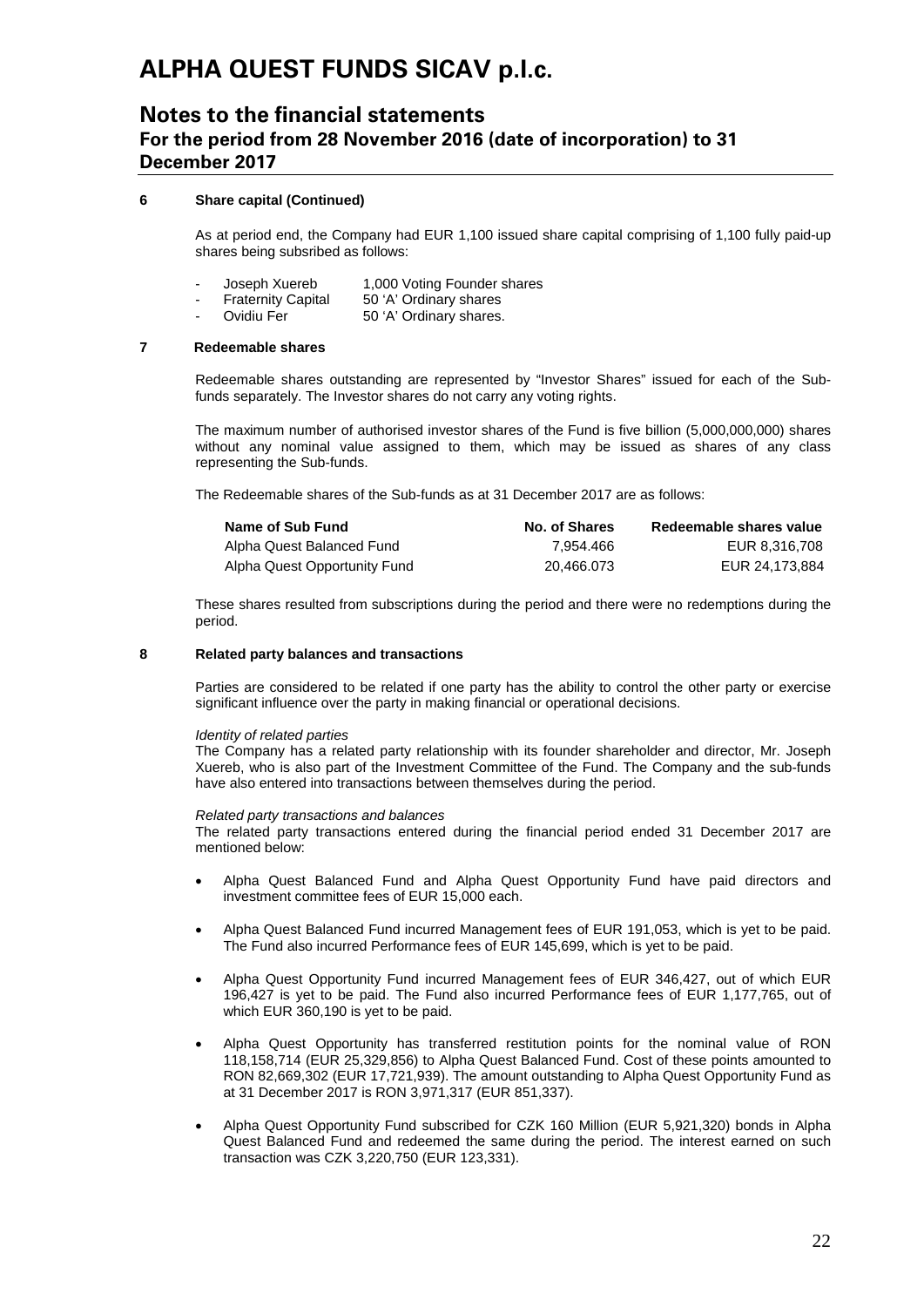### 6 Share capital (Continued)

As at period end, the Company had EUR 1,100 issued share capital comprising of 1,100 fully paid-up shares being subsribed as follows:

- Joseph Xuereb 1,000 Voting Founder shares
- Fraternity Capital 50 'A' Ordinary shares
- Ovidiu Fer 50 'A' Ordinary shares.

### 7 Redeemable shares

Redeemable shares outstanding are represented by "Investor Shares" issued for each of the Sub-funds separately. The Investor shares do not carry any voting rights.

The maximum number of authorised investor shares of the Fund is five billion (5,000,000,000) shares without any nominal value assigned to them, which may be issued as shares of any class representing the Sub-funds.

The Redeemable shares of the Sub-funds as at 31 December 2017 are as follows:

| Name of Sub Fund | No. of Shares | Redeemable shares value |
|---|---|---|
| Alpha Quest Balanced Fund | 7,954.466 | EUR 8,316,708 |
| Alpha Quest Opportunity Fund | 20,466.073 | EUR 24,173,884 |

These shares resulted from subscriptions during the period and there were no redemptions during the period.

### 8 Related party balances and transactions

Parties are considered to be related if one party has the ability to control the other party or exercise significant influence over the party in making financial or operational decisions.

*Identity of related parties*

The Company has a related party relationship with its founder shareholder and director, Mr. Joseph Xuereb, who is also part of the Investment Committee of the Fund. The Company and the sub-funds have also entered into transactions between themselves during the period.

*Related party transactions and balances*

The related party transactions entered during the financial period ended 31 December 2017 are mentioned below:

- Alpha Quest Balanced Fund and Alpha Quest Opportunity Fund have paid directors and investment committee fees of EUR 15,000 each.
- Alpha Quest Balanced Fund incurred Management fees of EUR 191,053, which is yet to be paid. The Fund also incurred Performance fees of EUR 145,699, which is yet to be paid.
- Alpha Quest Opportunity Fund incurred Management fees of EUR 346,427, out of which EUR 196,427 is yet to be paid. The Fund also incurred Performance fees of EUR 1,177,765, out of which EUR 360,190 is yet to be paid.
- Alpha Quest Opportunity has transferred restitution points for the nominal value of RON 118,158,714 (EUR 25,329,856) to Alpha Quest Balanced Fund. Cost of these points amounted to RON 82,669,302 (EUR 17,721,939). The amount outstanding to Alpha Quest Opportunity Fund as at 31 December 2017 is RON 3,971,317 (EUR 851,337).
- Alpha Quest Opportunity Fund subscribed for CZK 160 Million (EUR 5,921,320) bonds in Alpha Quest Balanced Fund and redeemed the same during the period. The interest earned on such transaction was CZK 3,220,750 (EUR 123,331).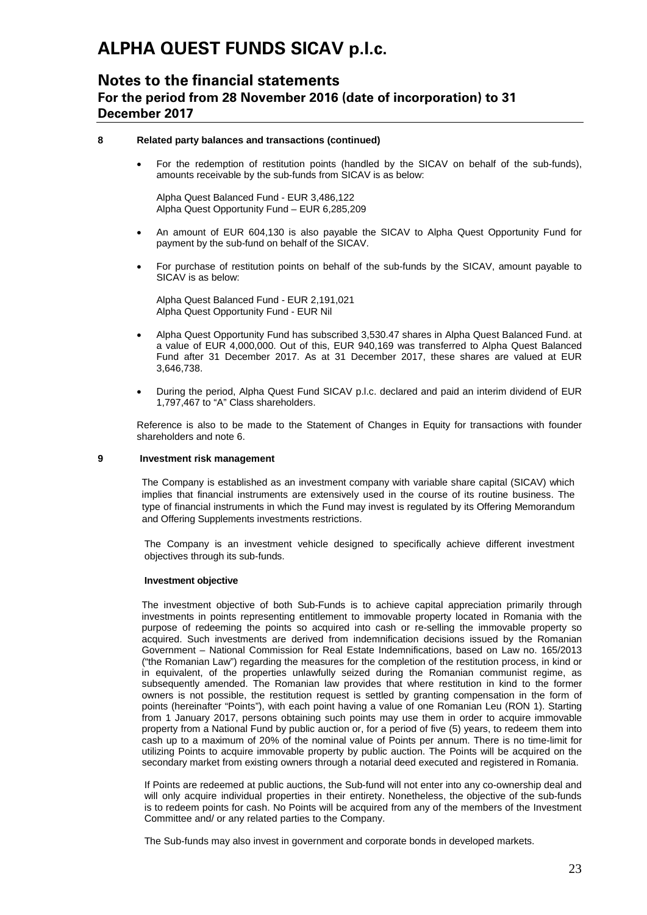# ALPHA QUEST FUNDS SICAV p.l.c.

## Notes to the financial statements

### For the period from 28 November 2016 (date of incorporation) to 31 December 2017

**8 Related party balances and transactions (continued)**

- For the redemption of restitution points (handled by the SICAV on behalf of the sub-funds), amounts receivable by the sub-funds from SICAV is as below:

  Alpha Quest Balanced Fund - EUR 3,486,122
  Alpha Quest Opportunity Fund – EUR 6,285,209

- An amount of EUR 604,130 is also payable the SICAV to Alpha Quest Opportunity Fund for payment by the sub-fund on behalf of the SICAV.

- For purchase of restitution points on behalf of the sub-funds by the SICAV, amount payable to SICAV is as below:

  Alpha Quest Balanced Fund - EUR 2,191,021
  Alpha Quest Opportunity Fund - EUR Nil

- Alpha Quest Opportunity Fund has subscribed 3,530.47 shares in Alpha Quest Balanced Fund. at a value of EUR 4,000,000. Out of this, EUR 940,169 was transferred to Alpha Quest Balanced Fund after 31 December 2017. As at 31 December 2017, these shares are valued at EUR 3,646,738.

- During the period, Alpha Quest Fund SICAV p.l.c. declared and paid an interim dividend of EUR 1,797,467 to "A" Class shareholders.

Reference is also to be made to the Statement of Changes in Equity for transactions with founder shareholders and note 6.

**9 Investment risk management**

The Company is established as an investment company with variable share capital (SICAV) which implies that financial instruments are extensively used in the course of its routine business. The type of financial instruments in which the Fund may invest is regulated by its Offering Memorandum and Offering Supplements investments restrictions.

The Company is an investment vehicle designed to specifically achieve different investment objectives through its sub-funds.

**Investment objective**

The investment objective of both Sub-Funds is to achieve capital appreciation primarily through investments in points representing entitlement to immovable property located in Romania with the purpose of redeeming the points so acquired into cash or re-selling the immovable property so acquired. Such investments are derived from indemnification decisions issued by the Romanian Government – National Commission for Real Estate Indemnifications, based on Law no. 165/2013 ("the Romanian Law") regarding the measures for the completion of the restitution process, in kind or in equivalent, of the properties unlawfully seized during the Romanian communist regime, as subsequently amended. The Romanian law provides that where restitution in kind to the former owners is not possible, the restitution request is settled by granting compensation in the form of points (hereinafter "Points"), with each point having a value of one Romanian Leu (RON 1). Starting from 1 January 2017, persons obtaining such points may use them in order to acquire immovable property from a National Fund by public auction or, for a period of five (5) years, to redeem them into cash up to a maximum of 20% of the nominal value of Points per annum. There is no time-limit for utilizing Points to acquire immovable property by public auction. The Points will be acquired on the secondary market from existing owners through a notarial deed executed and registered in Romania.

If Points are redeemed at public auctions, the Sub-fund will not enter into any co-ownership deal and will only acquire individual properties in their entirety. Nonetheless, the objective of the sub-funds is to redeem points for cash. No Points will be acquired from any of the members of the Investment Committee and/ or any related parties to the Company.

The Sub-funds may also invest in government and corporate bonds in developed markets.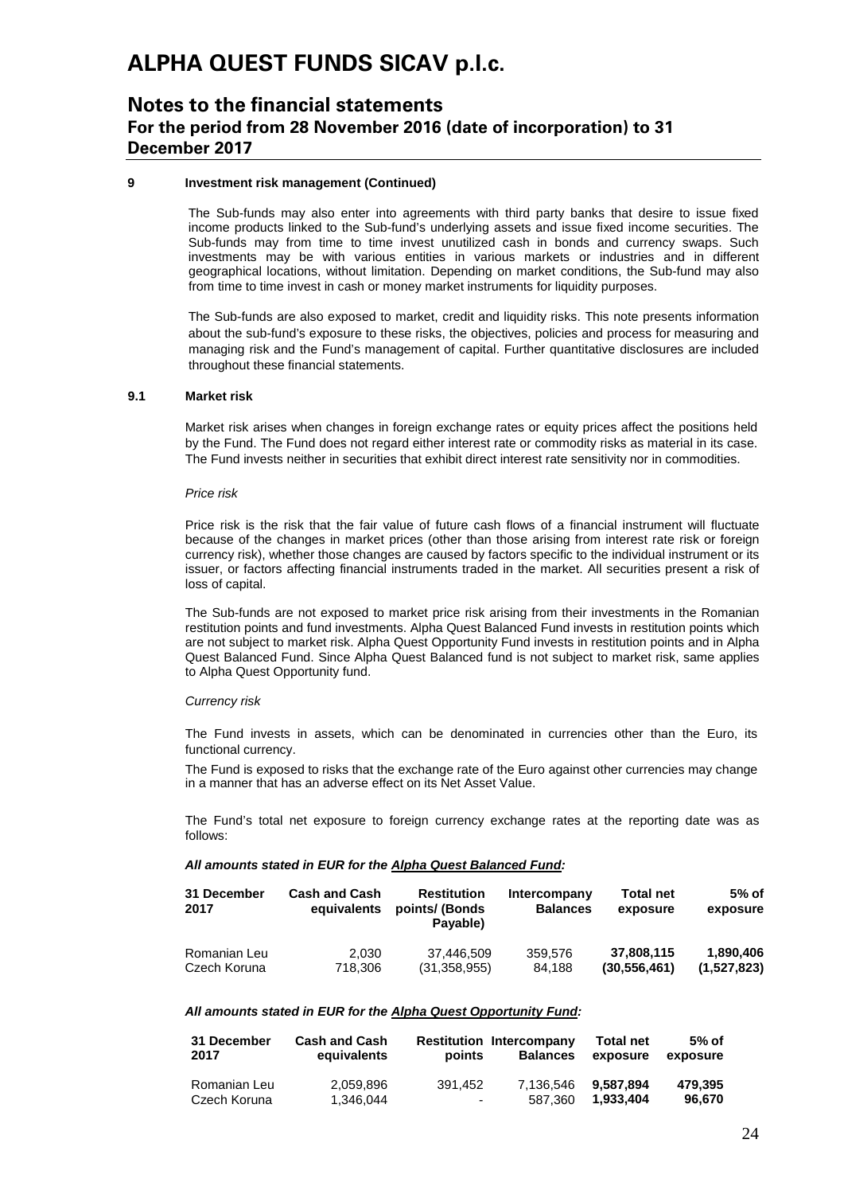# ALPHA QUEST FUNDS SICAV p.l.c.

## Notes to the financial statements
### For the period from 28 November 2016 (date of incorporation) to 31 December 2017

**9 Investment risk management (Continued)**

The Sub-funds may also enter into agreements with third party banks that desire to issue fixed income products linked to the Sub-fund's underlying assets and issue fixed income securities. The Sub-funds may from time to time invest unutilized cash in bonds and currency swaps. Such investments may be with various entities in various markets or industries and in different geographical locations, without limitation. Depending on market conditions, the Sub-fund may also from time to time invest in cash or money market instruments for liquidity purposes.

The Sub-funds are also exposed to market, credit and liquidity risks. This note presents information about the sub-fund's exposure to these risks, the objectives, policies and process for measuring and managing risk and the Fund's management of capital. Further quantitative disclosures are included throughout these financial statements.

**9.1 Market risk**

Market risk arises when changes in foreign exchange rates or equity prices affect the positions held by the Fund. The Fund does not regard either interest rate or commodity risks as material in its case. The Fund invests neither in securities that exhibit direct interest rate sensitivity nor in commodities.

*Price risk*

Price risk is the risk that the fair value of future cash flows of a financial instrument will fluctuate because of the changes in market prices (other than those arising from interest rate risk or foreign currency risk), whether those changes are caused by factors specific to the individual instrument or its issuer, or factors affecting financial instruments traded in the market. All securities present a risk of loss of capital.

The Sub-funds are not exposed to market price risk arising from their investments in the Romanian restitution points and fund investments. Alpha Quest Balanced Fund invests in restitution points which are not subject to market risk. Alpha Quest Opportunity Fund invests in restitution points and in Alpha Quest Balanced Fund. Since Alpha Quest Balanced fund is not subject to market risk, same applies to Alpha Quest Opportunity fund.

*Currency risk*

The Fund invests in assets, which can be denominated in currencies other than the Euro, its functional currency.

The Fund is exposed to risks that the exchange rate of the Euro against other currencies may change in a manner that has an adverse effect on its Net Asset Value.

The Fund's total net exposure to foreign currency exchange rates at the reporting date was as follows:

***All amounts stated in EUR for the Alpha Quest Balanced Fund:***

| 31 December 2017 | Cash and Cash equivalents | Restitution points/ (Bonds Payable) | Intercompany Balances | Total net exposure | 5% of exposure |
|---|---|---|---|---|---|
| Romanian Leu | 2,030 | 37,446,509 | 359,576 | **37,808,115** | **1,890,406** |
| Czech Koruna | 718,306 | (31,358,955) | 84,188 | **(30,556,461)** | **(1,527,823)** |

***All amounts stated in EUR for the Alpha Quest Opportunity Fund:***

| 31 December 2017 | Cash and Cash equivalents | Restitution points | Intercompany Balances | Total net exposure | 5% of exposure |
|---|---|---|---|---|---|
| Romanian Leu | 2,059,896 | 391,452 | 7,136,546 | **9,587,894** | **479,395** |
| Czech Koruna | 1,346,044 | - | 587,360 | **1,933,404** | **96,670** |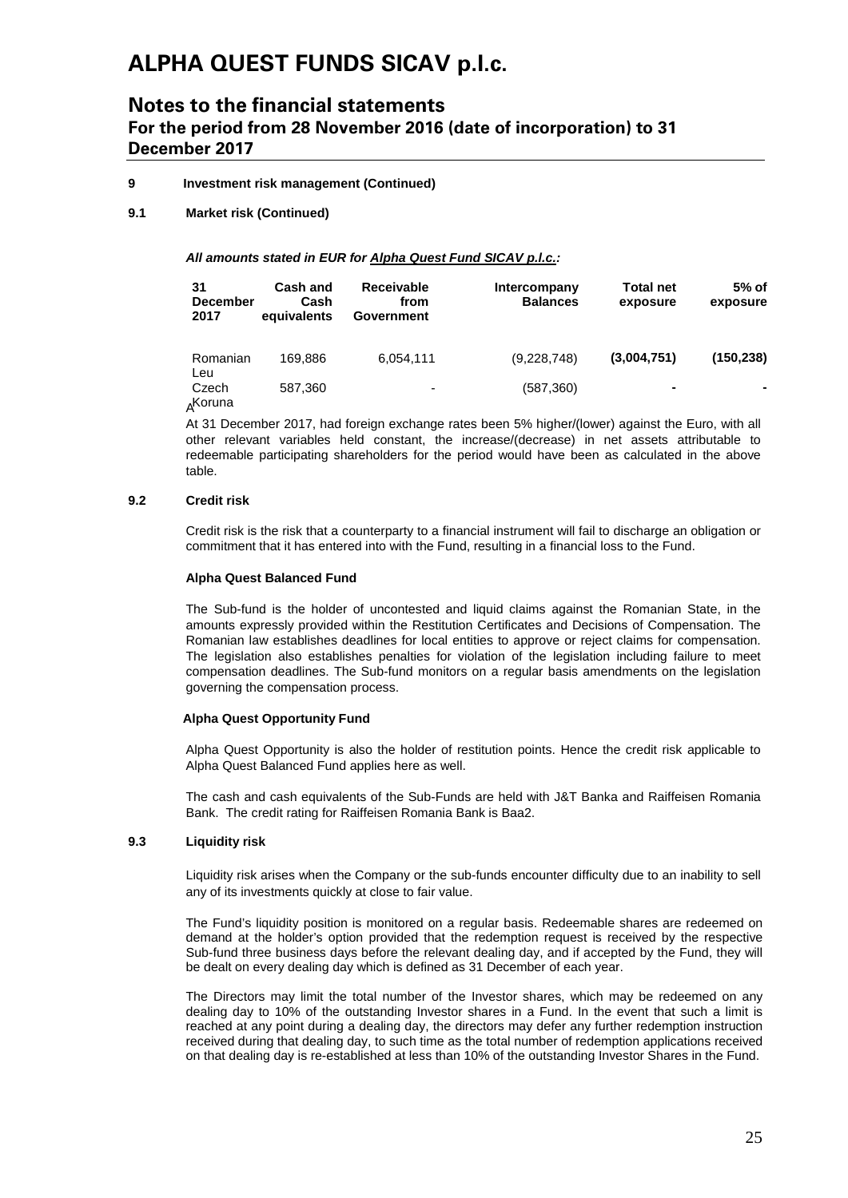# ALPHA QUEST FUNDS SICAV p.l.c.

## Notes to the financial statements
### For the period from 28 November 2016 (date of incorporation) to 31 December 2017

**9 Investment risk management (Continued)**

**9.1 Market risk (Continued)**

***All amounts stated in EUR for Alpha Quest Fund SICAV p.l.c.:***

| 31 December 2017 | Cash and Cash equivalents | Receivable from Government | Intercompany Balances | Total net exposure | 5% of exposure |
|---|---|---|---|---|---|
| Romanian Leu | 169,886 | 6,054,111 | (9,228,748) | **(3,004,751)** | **(150,238)** |
| Czech Koruna | 587,360 | - | (587,360) | **-** | **-** |

At 31 December 2017, had foreign exchange rates been 5% higher/(lower) against the Euro, with all other relevant variables held constant, the increase/(decrease) in net assets attributable to redeemable participating shareholders for the period would have been as calculated in the above table.

**9.2 Credit risk**

Credit risk is the risk that a counterparty to a financial instrument will fail to discharge an obligation or commitment that it has entered into with the Fund, resulting in a financial loss to the Fund.

**Alpha Quest Balanced Fund**

The Sub-fund is the holder of uncontested and liquid claims against the Romanian State, in the amounts expressly provided within the Restitution Certificates and Decisions of Compensation. The Romanian law establishes deadlines for local entities to approve or reject claims for compensation. The legislation also establishes penalties for violation of the legislation including failure to meet compensation deadlines. The Sub-fund monitors on a regular basis amendments on the legislation governing the compensation process.

**Alpha Quest Opportunity Fund**

Alpha Quest Opportunity is also the holder of restitution points. Hence the credit risk applicable to Alpha Quest Balanced Fund applies here as well.

The cash and cash equivalents of the Sub-Funds are held with J&T Banka and Raiffeisen Romania Bank. The credit rating for Raiffeisen Romania Bank is Baa2.

**9.3 Liquidity risk**

Liquidity risk arises when the Company or the sub-funds encounter difficulty due to an inability to sell any of its investments quickly at close to fair value.

The Fund's liquidity position is monitored on a regular basis. Redeemable shares are redeemed on demand at the holder's option provided that the redemption request is received by the respective Sub-fund three business days before the relevant dealing day, and if accepted by the Fund, they will be dealt on every dealing day which is defined as 31 December of each year.

The Directors may limit the total number of the Investor shares, which may be redeemed on any dealing day to 10% of the outstanding Investor shares in a Fund. In the event that such a limit is reached at any point during a dealing day, the directors may defer any further redemption instruction received during that dealing day, to such time as the total number of redemption applications received on that dealing day is re-established at less than 10% of the outstanding Investor Shares in the Fund.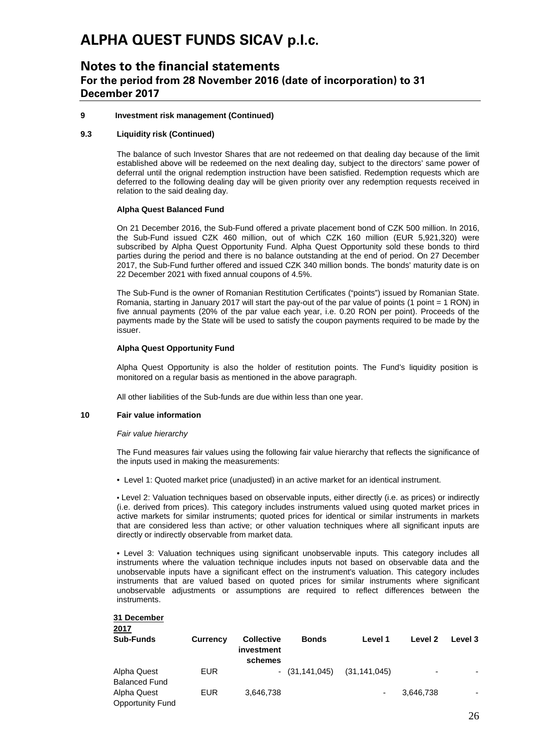# ALPHA QUEST FUNDS SICAV p.l.c.

## Notes to the financial statements
### For the period from 28 November 2016 (date of incorporation) to 31 December 2017

**9 Investment risk management (Continued)**

**9.3 Liquidity risk (Continued)**

The balance of such Investor Shares that are not redeemed on that dealing day because of the limit established above will be redeemed on the next dealing day, subject to the directors' same power of deferral until the orignal redemption instruction have been satisfied. Redemption requests which are deferred to the following dealing day will be given priority over any redemption requests received in relation to the said dealing day.

**Alpha Quest Balanced Fund**

On 21 December 2016, the Sub-Fund offered a private placement bond of CZK 500 million. In 2016, the Sub-Fund issued CZK 460 million, out of which CZK 160 million (EUR 5,921,320) were subscribed by Alpha Quest Opportunity Fund. Alpha Quest Opportunity sold these bonds to third parties during the period and there is no balance outstanding at the end of period. On 27 December 2017, the Sub-Fund further offered and issued CZK 340 million bonds. The bonds' maturity date is on 22 December 2021 with fixed annual coupons of 4.5%.

The Sub-Fund is the owner of Romanian Restitution Certificates ("points") issued by Romanian State. Romania, starting in January 2017 will start the pay-out of the par value of points (1 point = 1 RON) in five annual payments (20% of the par value each year, i.e. 0.20 RON per point). Proceeds of the payments made by the State will be used to satisfy the coupon payments required to be made by the issuer.

**Alpha Quest Opportunity Fund**

Alpha Quest Opportunity is also the holder of restitution points. The Fund's liquidity position is monitored on a regular basis as mentioned in the above paragraph.

All other liabilities of the Sub-funds are due within less than one year.

**10 Fair value information**

*Fair value hierarchy*

The Fund measures fair values using the following fair value hierarchy that reflects the significance of the inputs used in making the measurements:

- Level 1: Quoted market price (unadjusted) in an active market for an identical instrument.

- Level 2: Valuation techniques based on observable inputs, either directly (i.e. as prices) or indirectly (i.e. derived from prices). This category includes instruments valued using quoted market prices in active markets for similar instruments; quoted prices for identical or similar instruments in markets that are considered less than active; or other valuation techniques where all significant inputs are directly or indirectly observable from market data.

- Level 3: Valuation techniques using significant unobservable inputs. This category includes all instruments where the valuation technique includes inputs not based on observable data and the unobservable inputs have a significant effect on the instrument's valuation. This category includes instruments that are valued based on quoted prices for similar instruments where significant unobservable adjustments or assumptions are required to reflect differences between the instruments.

**31 December 2017**

| Sub-Funds | Currency | Collective investment schemes | Bonds | Level 1 | Level 2 | Level 3 |
|---|---|---|---|---|---|---|
| Alpha Quest Balanced Fund | EUR | - | (31,141,045) | (31,141,045) | - | - |
| Alpha Quest Opportunity Fund | EUR | 3,646,738 | | - | 3,646,738 | - |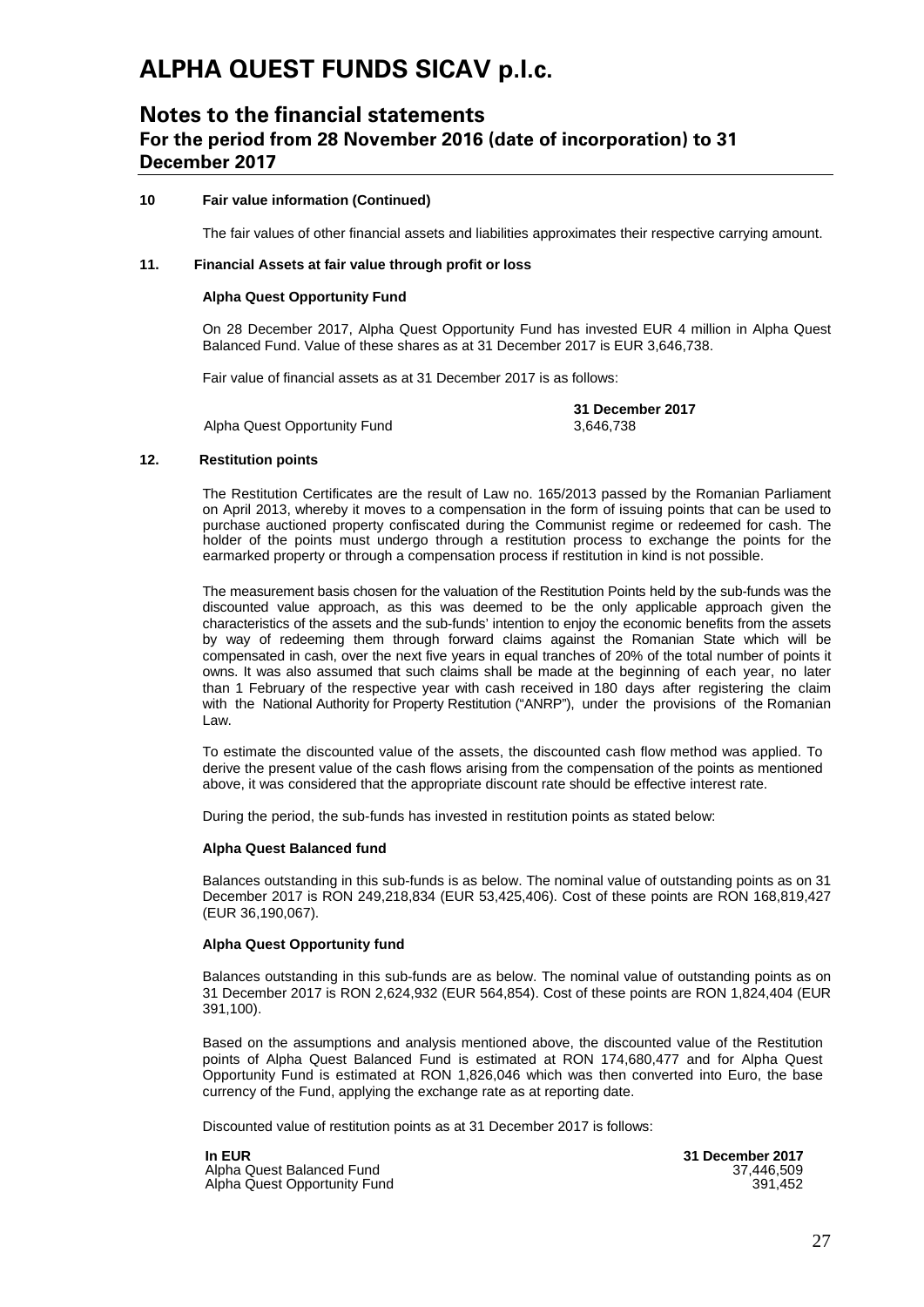#### 10 Fair value information (Continued)

The fair values of other financial assets and liabilities approximates their respective carrying amount.

#### 11. Financial Assets at fair value through profit or loss

**Alpha Quest Opportunity Fund**

On 28 December 2017, Alpha Quest Opportunity Fund has invested EUR 4 million in Alpha Quest Balanced Fund. Value of these shares as at 31 December 2017 is EUR 3,646,738.

Fair value of financial assets as at 31 December 2017 is as follows:

| | 31 December 2017 |
|---|---|
| Alpha Quest Opportunity Fund | 3,646,738 |

#### 12. Restitution points

The Restitution Certificates are the result of Law no. 165/2013 passed by the Romanian Parliament on April 2013, whereby it moves to a compensation in the form of issuing points that can be used to purchase auctioned property confiscated during the Communist regime or redeemed for cash. The holder of the points must undergo through a restitution process to exchange the points for the earmarked property or through a compensation process if restitution in kind is not possible.

The measurement basis chosen for the valuation of the Restitution Points held by the sub-funds was the discounted value approach, as this was deemed to be the only applicable approach given the characteristics of the assets and the sub-funds' intention to enjoy the economic benefits from the assets by way of redeeming them through forward claims against the Romanian State which will be compensated in cash, over the next five years in equal tranches of 20% of the total number of points it owns. It was also assumed that such claims shall be made at the beginning of each year, no later than 1 February of the respective year with cash received in 180 days after registering the claim with the National Authority for Property Restitution ("ANRP"), under the provisions of the Romanian Law.

To estimate the discounted value of the assets, the discounted cash flow method was applied. To derive the present value of the cash flows arising from the compensation of the points as mentioned above, it was considered that the appropriate discount rate should be effective interest rate.

During the period, the sub-funds has invested in restitution points as stated below:

**Alpha Quest Balanced fund**

Balances outstanding in this sub-funds is as below. The nominal value of outstanding points as on 31 December 2017 is RON 249,218,834 (EUR 53,425,406). Cost of these points are RON 168,819,427 (EUR 36,190,067).

**Alpha Quest Opportunity fund**

Balances outstanding in this sub-funds are as below. The nominal value of outstanding points as on 31 December 2017 is RON 2,624,932 (EUR 564,854). Cost of these points are RON 1,824,404 (EUR 391,100).

Based on the assumptions and analysis mentioned above, the discounted value of the Restitution points of Alpha Quest Balanced Fund is estimated at RON 174,680,477 and for Alpha Quest Opportunity Fund is estimated at RON 1,826,046 which was then converted into Euro, the base currency of the Fund, applying the exchange rate as at reporting date.

Discounted value of restitution points as at 31 December 2017 is follows:

| In EUR | 31 December 2017 |
|---|---|
| Alpha Quest Balanced Fund | 37,446,509 |
| Alpha Quest Opportunity Fund | 391,452 |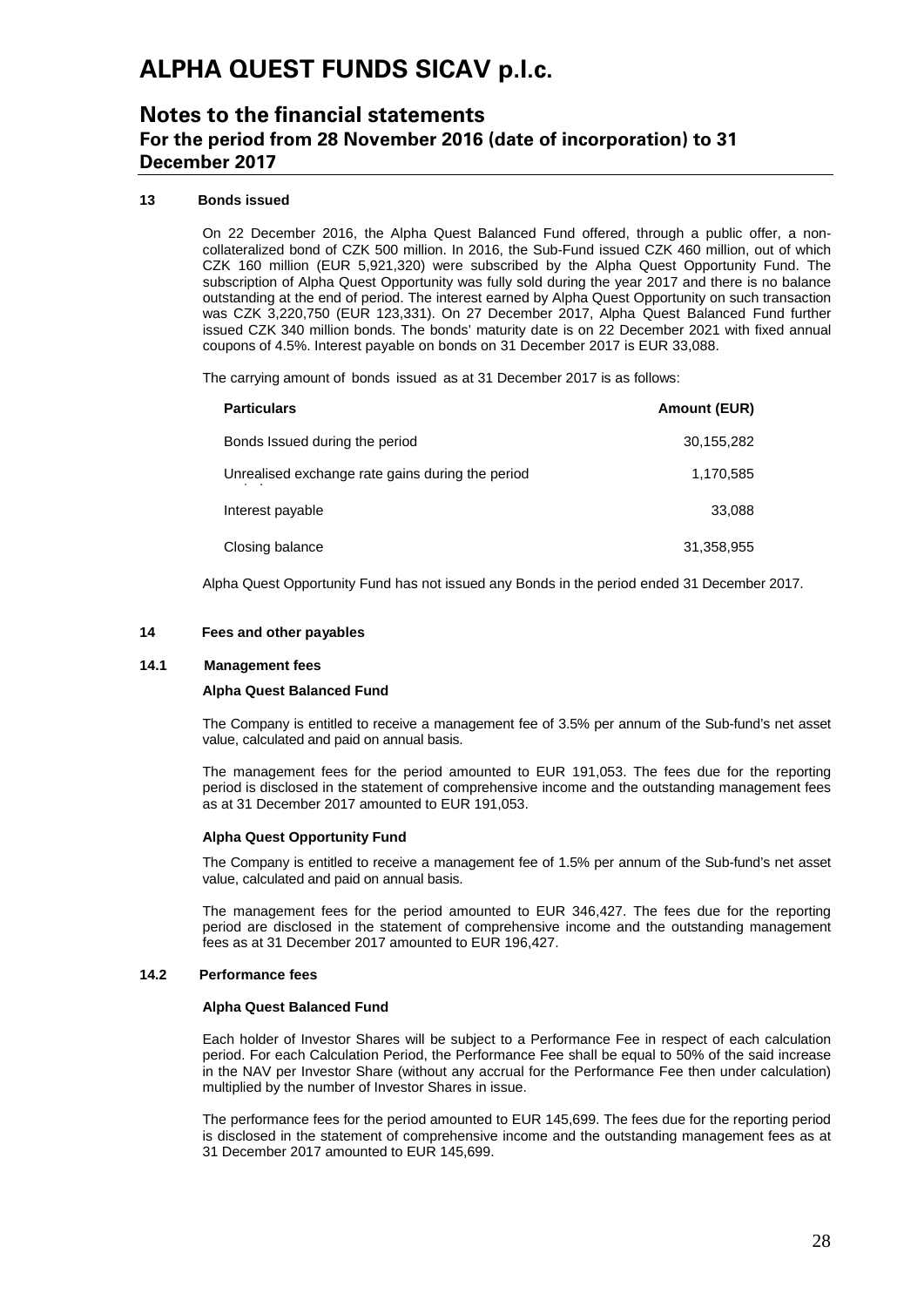# ALPHA QUEST FUNDS SICAV p.l.c.

## Notes to the financial statements
### For the period from 28 November 2016 (date of incorporation) to 31 December 2017

**13 Bonds issued**

On 22 December 2016, the Alpha Quest Balanced Fund offered, through a public offer, a non-collateralized bond of CZK 500 million. In 2016, the Sub-Fund issued CZK 460 million, out of which CZK 160 million (EUR 5,921,320) were subscribed by the Alpha Quest Opportunity Fund. The subscription of Alpha Quest Opportunity was fully sold during the year 2017 and there is no balance outstanding at the end of period. The interest earned by Alpha Quest Opportunity on such transaction was CZK 3,220,750 (EUR 123,331). On 27 December 2017, Alpha Quest Balanced Fund further issued CZK 340 million bonds. The bonds' maturity date is on 22 December 2021 with fixed annual coupons of 4.5%. Interest payable on bonds on 31 December 2017 is EUR 33,088.

The carrying amount of bonds issued as at 31 December 2017 is as follows:

| Particulars | Amount (EUR) |
|---|---|
| Bonds Issued during the period | 30,155,282 |
| Unrealised exchange rate gains during the period | 1,170,585 |
| Interest payable | 33,088 |
| Closing balance | 31,358,955 |

Alpha Quest Opportunity Fund has not issued any Bonds in the period ended 31 December 2017.

**14 Fees and other payables**

**14.1 Management fees**

**Alpha Quest Balanced Fund**

The Company is entitled to receive a management fee of 3.5% per annum of the Sub-fund's net asset value, calculated and paid on annual basis.

The management fees for the period amounted to EUR 191,053. The fees due for the reporting period is disclosed in the statement of comprehensive income and the outstanding management fees as at 31 December 2017 amounted to EUR 191,053.

**Alpha Quest Opportunity Fund**

The Company is entitled to receive a management fee of 1.5% per annum of the Sub-fund's net asset value, calculated and paid on annual basis.

The management fees for the period amounted to EUR 346,427. The fees due for the reporting period are disclosed in the statement of comprehensive income and the outstanding management fees as at 31 December 2017 amounted to EUR 196,427.

**14.2 Performance fees**

**Alpha Quest Balanced Fund**

Each holder of Investor Shares will be subject to a Performance Fee in respect of each calculation period. For each Calculation Period, the Performance Fee shall be equal to 50% of the said increase in the NAV per Investor Share (without any accrual for the Performance Fee then under calculation) multiplied by the number of Investor Shares in issue.

The performance fees for the period amounted to EUR 145,699. The fees due for the reporting period is disclosed in the statement of comprehensive income and the outstanding management fees as at 31 December 2017 amounted to EUR 145,699.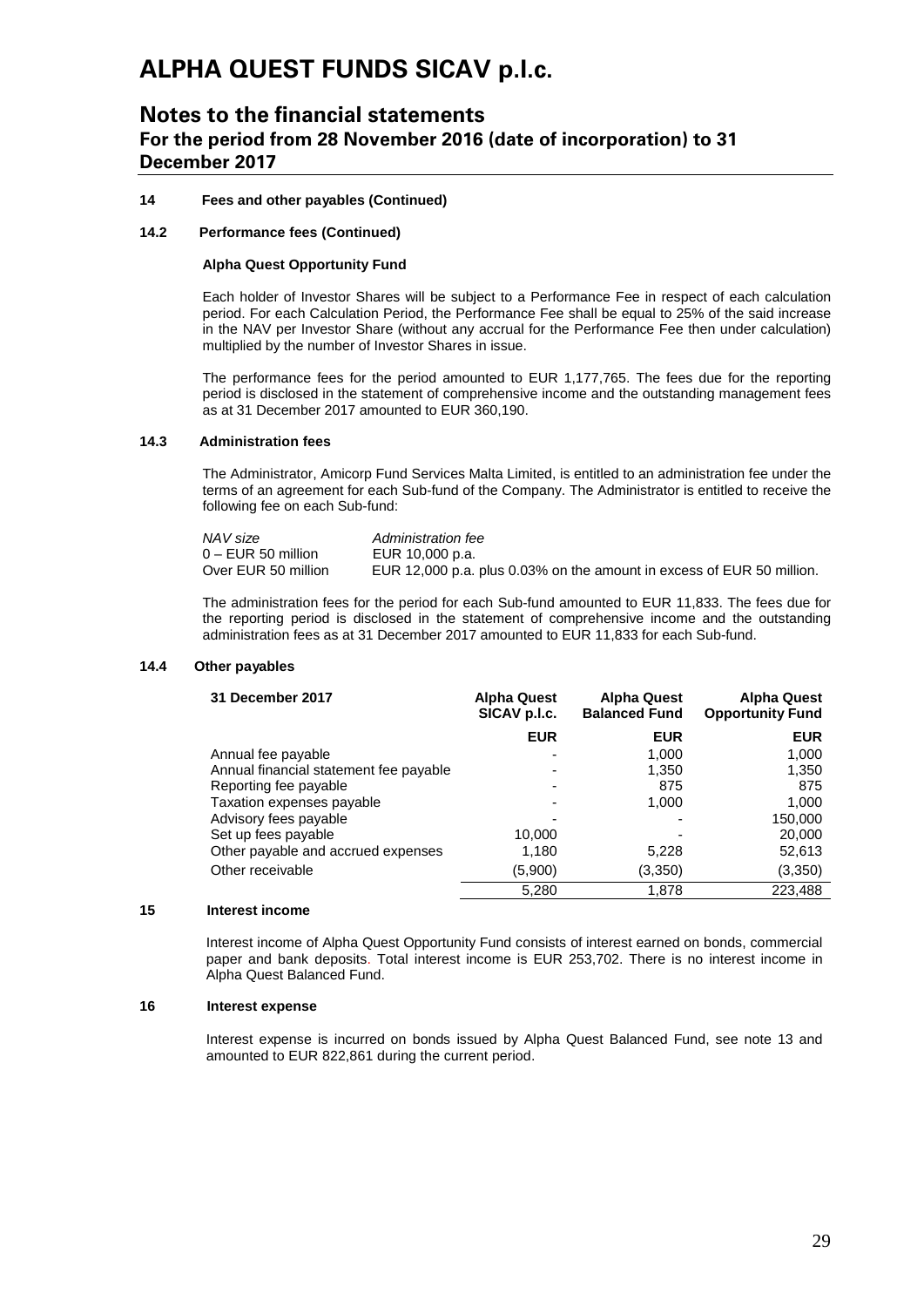# ALPHA QUEST FUNDS SICAV p.l.c.

## Notes to the financial statements
### For the period from 28 November 2016 (date of incorporation) to 31 December 2017

**14 Fees and other payables (Continued)**

**14.2 Performance fees (Continued)**

**Alpha Quest Opportunity Fund**

Each holder of Investor Shares will be subject to a Performance Fee in respect of each calculation period. For each Calculation Period, the Performance Fee shall be equal to 25% of the said increase in the NAV per Investor Share (without any accrual for the Performance Fee then under calculation) multiplied by the number of Investor Shares in issue.

The performance fees for the period amounted to EUR 1,177,765. The fees due for the reporting period is disclosed in the statement of comprehensive income and the outstanding management fees as at 31 December 2017 amounted to EUR 360,190.

**14.3 Administration fees**

The Administrator, Amicorp Fund Services Malta Limited, is entitled to an administration fee under the terms of an agreement for each Sub-fund of the Company. The Administrator is entitled to receive the following fee on each Sub-fund:

| *NAV size* | *Administration fee* |
|---|---|
| 0 – EUR 50 million | EUR 10,000 p.a. |
| Over EUR 50 million | EUR 12,000 p.a. plus 0.03% on the amount in excess of EUR 50 million. |

The administration fees for the period for each Sub-fund amounted to EUR 11,833. The fees due for the reporting period is disclosed in the statement of comprehensive income and the outstanding administration fees as at 31 December 2017 amounted to EUR 11,833 for each Sub-fund.

**14.4 Other payables**

| 31 December 2017 | Alpha Quest SICAV p.l.c. | Alpha Quest Balanced Fund | Alpha Quest Opportunity Fund |
|---|---|---|---|
| | EUR | EUR | EUR |
| Annual fee payable | - | 1,000 | 1,000 |
| Annual financial statement fee payable | - | 1,350 | 1,350 |
| Reporting fee payable | - | 875 | 875 |
| Taxation expenses payable | - | 1,000 | 1,000 |
| Advisory fees payable | - | - | 150,000 |
| Set up fees payable | 10,000 | - | 20,000 |
| Other payable and accrued expenses | 1,180 | 5,228 | 52,613 |
| Other receivable | (5,900) | (3,350) | (3,350) |
| | 5,280 | 1,878 | 223,488 |

**15 Interest income**

Interest income of Alpha Quest Opportunity Fund consists of interest earned on bonds, commercial paper and bank deposits. Total interest income is EUR 253,702. There is no interest income in Alpha Quest Balanced Fund.

**16 Interest expense**

Interest expense is incurred on bonds issued by Alpha Quest Balanced Fund, see note 13 and amounted to EUR 822,861 during the current period.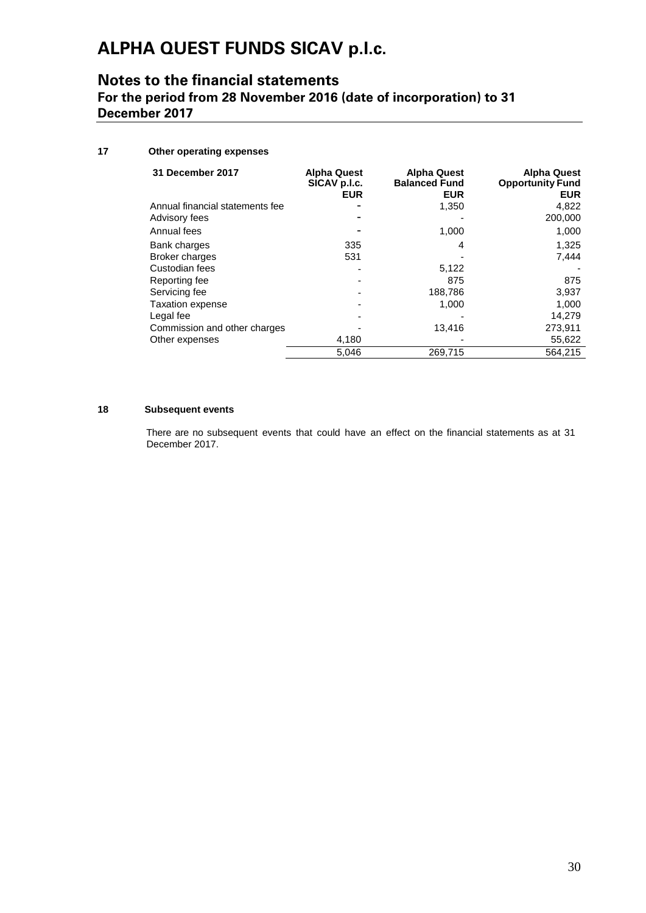# ALPHA QUEST FUNDS SICAV p.l.c.

## Notes to the financial statements

### For the period from 28 November 2016 (date of incorporation) to 31 December 2017

**17 Other operating expenses**

| 31 December 2017 | Alpha Quest SICAV p.l.c. EUR | Alpha Quest Balanced Fund EUR | Alpha Quest Opportunity Fund EUR |
|---|---|---|---|
| Annual financial statements fee | - | 1,350 | 4,822 |
| Advisory fees | - | - | 200,000 |
| Annual fees | - | 1,000 | 1,000 |
| Bank charges | 335 | 4 | 1,325 |
| Broker charges | 531 | - | 7,444 |
| Custodian fees | - | 5,122 | - |
| Reporting fee | - | 875 | 875 |
| Servicing fee | - | 188,786 | 3,937 |
| Taxation expense | - | 1,000 | 1,000 |
| Legal fee | - | - | 14,279 |
| Commission and other charges | - | 13,416 | 273,911 |
| Other expenses | 4,180 | - | 55,622 |
| | 5,046 | 269,715 | 564,215 |

**18 Subsequent events**

There are no subsequent events that could have an effect on the financial statements as at 31 December 2017.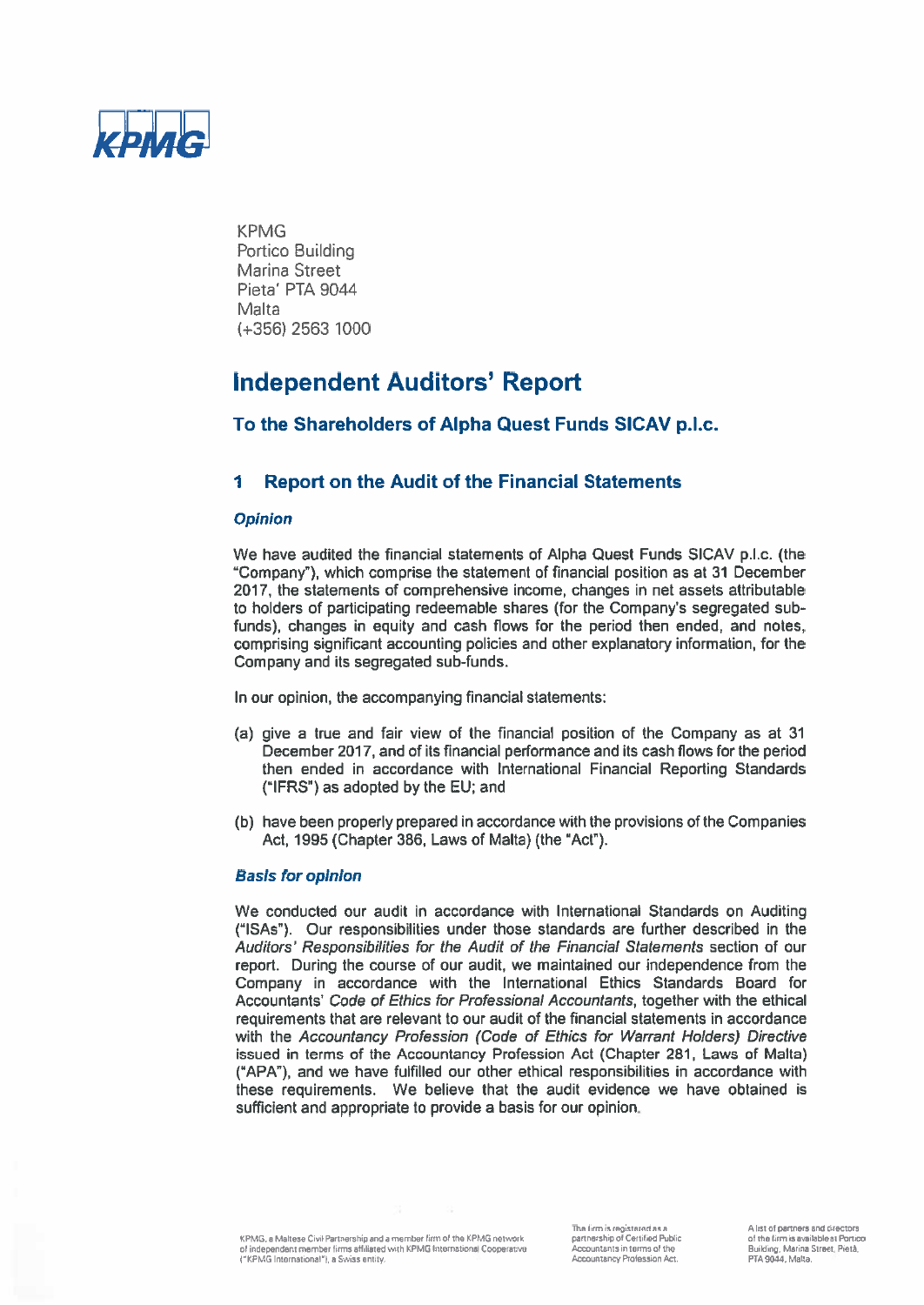KPMG
Portico Building
Marina Street
Pieta' PTA 9044
Malta
(+356) 2563 1000

# Independent Auditors' Report

## To the Shareholders of Alpha Quest Funds SICAV p.l.c.

## 1 Report on the Audit of the Financial Statements

### *Opinion*

We have audited the financial statements of Alpha Quest Funds SICAV p.l.c. (the "Company"), which comprise the statement of financial position as at 31 December 2017, the statements of comprehensive income, changes in net assets attributable to holders of participating redeemable shares (for the Company's segregated sub-funds), changes in equity and cash flows for the period then ended, and notes, comprising significant accounting policies and other explanatory information, for the Company and its segregated sub-funds.

In our opinion, the accompanying financial statements:

(a) give a true and fair view of the financial position of the Company as at 31 December 2017, and of its financial performance and its cash flows for the period then ended in accordance with International Financial Reporting Standards ("IFRS") as adopted by the EU; and

(b) have been properly prepared in accordance with the provisions of the Companies Act, 1995 (Chapter 386, Laws of Malta) (the "Act").

### *Basis for opinion*

We conducted our audit in accordance with International Standards on Auditing ("ISAs"). Our responsibilities under those standards are further described in the *Auditors' Responsibilities for the Audit of the Financial Statements* section of our report. During the course of our audit, we maintained our independence from the Company in accordance with the International Ethics Standards Board for Accountants' *Code of Ethics for Professional Accountants*, together with the ethical requirements that are relevant to our audit of the financial statements in accordance with the *Accountancy Profession (Code of Ethics for Warrant Holders) Directive* issued in terms of the Accountancy Profession Act (Chapter 281, Laws of Malta) ("APA"), and we have fulfilled our other ethical responsibilities in accordance with these requirements. We believe that the audit evidence we have obtained is sufficient and appropriate to provide a basis for our opinion.

KPMG, a Maltese Civil Partnership and a member firm of the KPMG network of independent member firms affiliated with KPMG International Cooperative ("KPMG International"), a Swiss entity.

The firm is registered as a partnership of Certified Public Accountants in terms of the Accountancy Profession Act.

A list of partners and directors of the firm is available at Portico Building, Marina Street, Pietà, PTA 9044, Malta.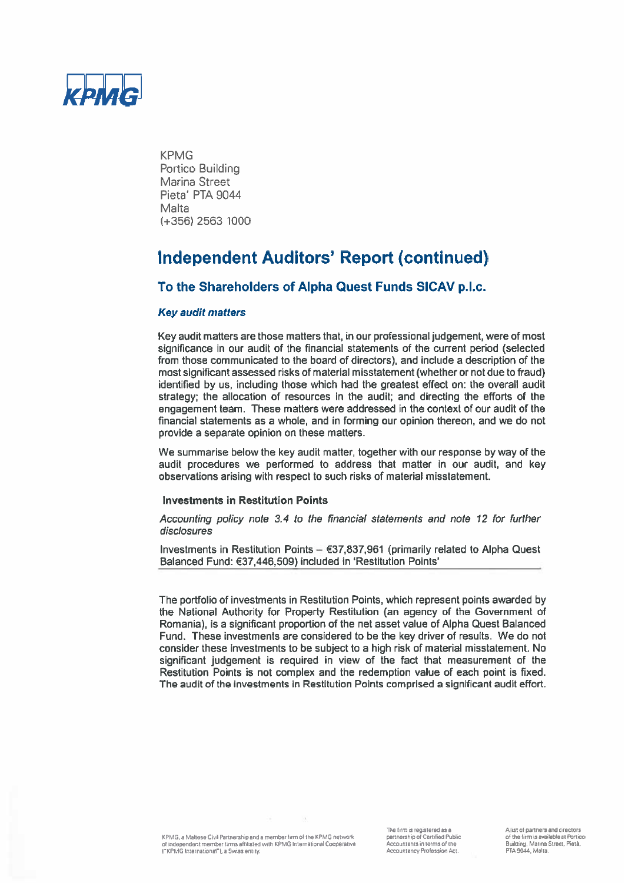KPMG
Portico Building
Marina Street
Pieta' PTA 9044
Malta
(+356) 2563 1000

# Independent Auditors' Report (continued)

## To the Shareholders of Alpha Quest Funds SICAV p.l.c.

### *Key audit matters*

Key audit matters are those matters that, in our professional judgement, were of most significance in our audit of the financial statements of the current period (selected from those communicated to the board of directors), and include a description of the most significant assessed risks of material misstatement (whether or not due to fraud) identified by us, including those which had the greatest effect on: the overall audit strategy; the allocation of resources in the audit; and directing the efforts of the engagement team. These matters were addressed in the context of our audit of the financial statements as a whole, and in forming our opinion thereon, and we do not provide a separate opinion on these matters.

We summarise below the key audit matter, together with our response by way of the audit procedures we performed to address that matter in our audit, and key observations arising with respect to such risks of material misstatement.

**Investments in Restitution Points**

*Accounting policy note 3.4 to the financial statements and note 12 for further disclosures*

Investments in Restitution Points – €37,837,961 (primarily related to Alpha Quest Balanced Fund: €37,446,509) included in 'Restitution Points'

The portfolio of investments in Restitution Points, which represent points awarded by the National Authority for Property Restitution (an agency of the Government of Romania), is a significant proportion of the net asset value of Alpha Quest Balanced Fund. These investments are considered to be the key driver of results. We do not consider these investments to be subject to a high risk of material misstatement. No significant judgement is required in view of the fact that measurement of the Restitution Points is not complex and the redemption value of each point is fixed. The audit of the investments in Restitution Points comprised a significant audit effort.

KPMG, a Maltese Civil Partnership and a member firm of the KPMG network of independent member firms affiliated with KPMG International Cooperative ("KPMG International"), a Swiss entity.

The firm is registered as a partnership of Certified Public Accountants in terms of the Accountancy Profession Act.

A list of partners and directors of the firm is available at Portico Building, Marina Street, Pietà, PTA 9044, Malta.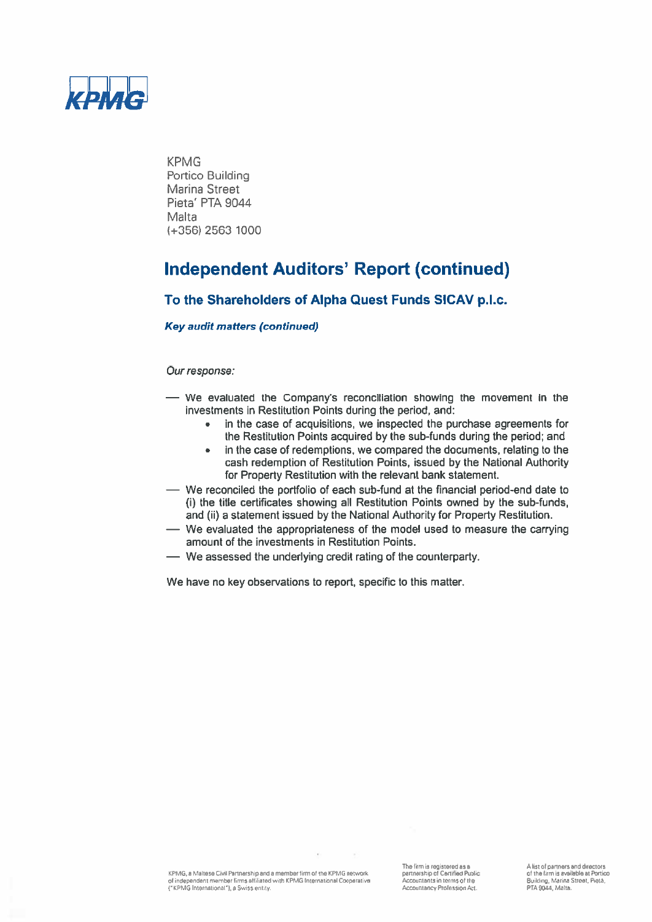KPMG
Portico Building
Marina Street
Pieta' PTA 9044
Malta
(+356) 2563 1000

# Independent Auditors' Report (continued)

## To the Shareholders of Alpha Quest Funds SICAV p.l.c.

***Key audit matters (continued)***

*Our response:*

- We evaluated the Company's reconciliation showing the movement in the investments in Restitution Points during the period, and:
    - in the case of acquisitions, we inspected the purchase agreements for the Restitution Points acquired by the sub-funds during the period; and
    - in the case of redemptions, we compared the documents, relating to the cash redemption of Restitution Points, issued by the National Authority for Property Restitution with the relevant bank statement.
- We reconciled the portfolio of each sub-fund at the financial period-end date to (i) the title certificates showing all Restitution Points owned by the sub-funds, and (ii) a statement issued by the National Authority for Property Restitution.
- We evaluated the appropriateness of the model used to measure the carrying amount of the investments in Restitution Points.
- We assessed the underlying credit rating of the counterparty.

We have no key observations to report, specific to this matter.

KPMG, a Maltese Civil Partnership and a member firm of the KPMG network of independent member firms affiliated with KPMG International Cooperative ("KPMG International"), a Swiss entity.

The firm is registered as a partnership of Certified Public Accountants in terms of the Accountancy Profession Act.

A list of partners and directors of the firm is available at Portico Building, Marina Street, Pietà, PTA 9044, Malta.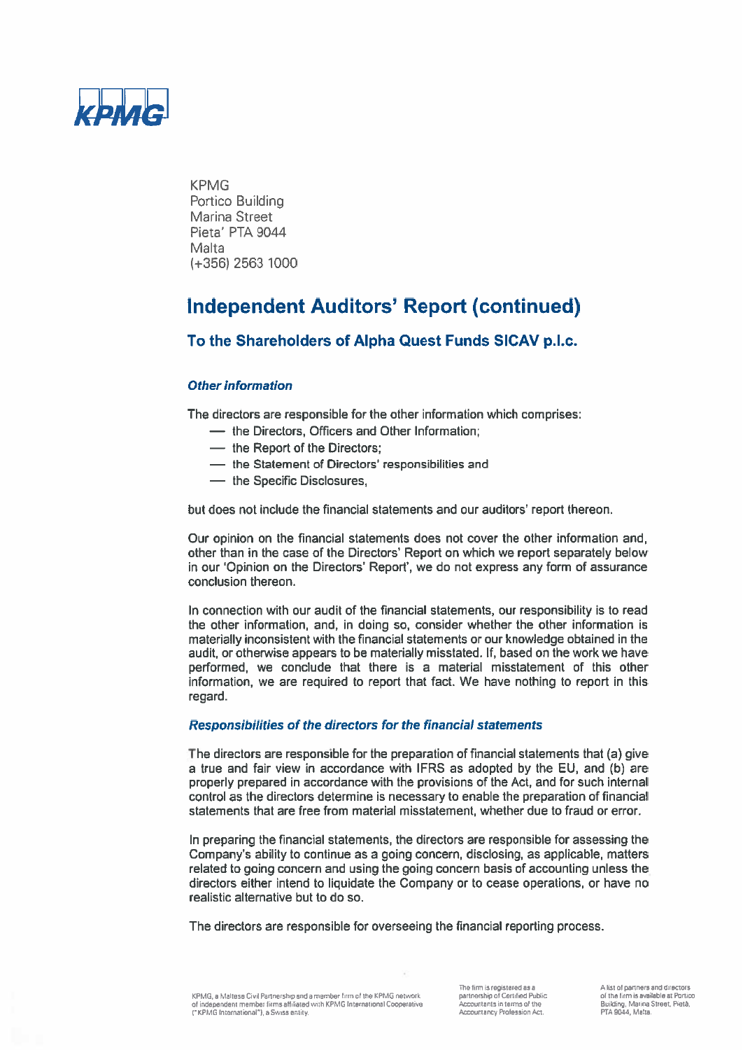KPMG
Portico Building
Marina Street
Pieta' PTA 9044
Malta
(+356) 2563 1000

# Independent Auditors' Report (continued)

## To the Shareholders of Alpha Quest Funds SICAV p.l.c.

### *Other information*

The directors are responsible for the other information which comprises:

- the Directors, Officers and Other Information;
- the Report of the Directors;
- the Statement of Directors' responsibilities and
- the Specific Disclosures,

but does not include the financial statements and our auditors' report thereon.

Our opinion on the financial statements does not cover the other information and, other than in the case of the Directors' Report on which we report separately below in our 'Opinion on the Directors' Report', we do not express any form of assurance conclusion thereon.

In connection with our audit of the financial statements, our responsibility is to read the other information, and, in doing so, consider whether the other information is materially inconsistent with the financial statements or our knowledge obtained in the audit, or otherwise appears to be materially misstated. If, based on the work we have performed, we conclude that there is a material misstatement of this other information, we are required to report that fact. We have nothing to report in this regard.

### *Responsibilities of the directors for the financial statements*

The directors are responsible for the preparation of financial statements that (a) give a true and fair view in accordance with IFRS as adopted by the EU, and (b) are properly prepared in accordance with the provisions of the Act, and for such internal control as the directors determine is necessary to enable the preparation of financial statements that are free from material misstatement, whether due to fraud or error.

In preparing the financial statements, the directors are responsible for assessing the Company's ability to continue as a going concern, disclosing, as applicable, matters related to going concern and using the going concern basis of accounting unless the directors either intend to liquidate the Company or to cease operations, or have no realistic alternative but to do so.

The directors are responsible for overseeing the financial reporting process.

KPMG, a Maltese Civil Partnership and a member firm of the KPMG network of independent member firms affiliated with KPMG International Cooperative ("KPMG International"), a Swiss entity.

The firm is registered as a partnership of Certified Public Accountants in terms of the Accountancy Profession Act.

A list of partners and directors of the firm is available at Portico Building, Marina Street, Pietà, PTA 9044, Malta.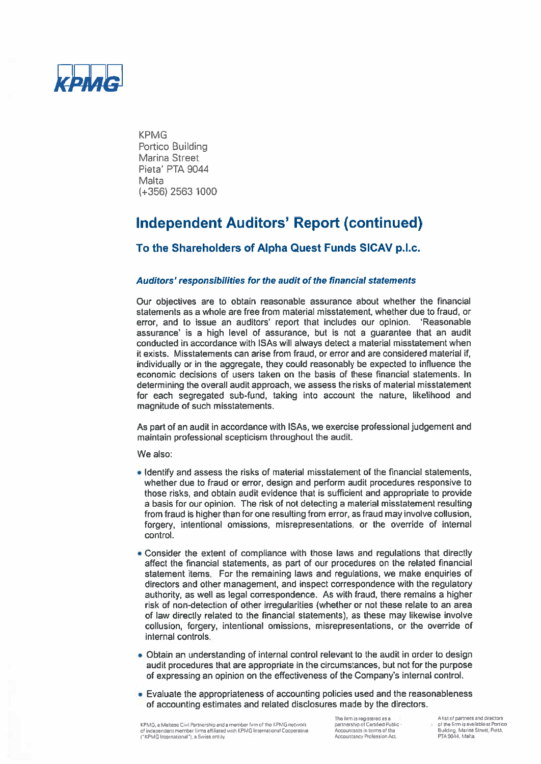KPMG
Portico Building
Marina Street
Pieta' PTA 9044
Malta
(+356) 2563 1000

# Independent Auditors' Report (continued)

## To the Shareholders of Alpha Quest Funds SICAV p.l.c.

### *Auditors' responsibilities for the audit of the financial statements*

Our objectives are to obtain reasonable assurance about whether the financial statements as a whole are free from material misstatement, whether due to fraud, or error, and to issue an auditors' report that includes our opinion. 'Reasonable assurance' is a high level of assurance, but is not a guarantee that an audit conducted in accordance with ISAs will always detect a material misstatement when it exists. Misstatements can arise from fraud, or error and are considered material if, individually or in the aggregate, they could reasonably be expected to influence the economic decisions of users taken on the basis of these financial statements. In determining the overall audit approach, we assess the risks of material misstatement for each segregated sub-fund, taking into account the nature, likelihood and magnitude of such misstatements.

As part of an audit in accordance with ISAs, we exercise professional judgement and maintain professional scepticism throughout the audit.

We also:

- Identify and assess the risks of material misstatement of the financial statements, whether due to fraud or error, design and perform audit procedures responsive to those risks, and obtain audit evidence that is sufficient and appropriate to provide a basis for our opinion. The risk of not detecting a material misstatement resulting from fraud is higher than for one resulting from error, as fraud may involve collusion, forgery, intentional omissions, misrepresentations, or the override of internal control.
- Consider the extent of compliance with those laws and regulations that directly affect the financial statements, as part of our procedures on the related financial statement items. For the remaining laws and regulations, we make enquiries of directors and other management, and inspect correspondence with the regulatory authority, as well as legal correspondence. As with fraud, there remains a higher risk of non-detection of other irregularities (whether or not these relate to an area of law directly related to the financial statements), as these may likewise involve collusion, forgery, intentional omissions, misrepresentations, or the override of internal controls.
- Obtain an understanding of internal control relevant to the audit in order to design audit procedures that are appropriate in the circumstances, but not for the purpose of expressing an opinion on the effectiveness of the Company's internal control.
- Evaluate the appropriateness of accounting policies used and the reasonableness of accounting estimates and related disclosures made by the directors.

KPMG, a Maltese Civil Partnership and a member firm of the KPMG network of independent member firms affiliated with KPMG International Cooperative ("KPMG International"), a Swiss entity.

The firm is registered as a partnership of Certified Public Accountants in terms of the Accountancy Profession Act.

A list of partners and directors of the firm is available at Portico Building, Marina Street, Pietà, PTA 9044, Malta.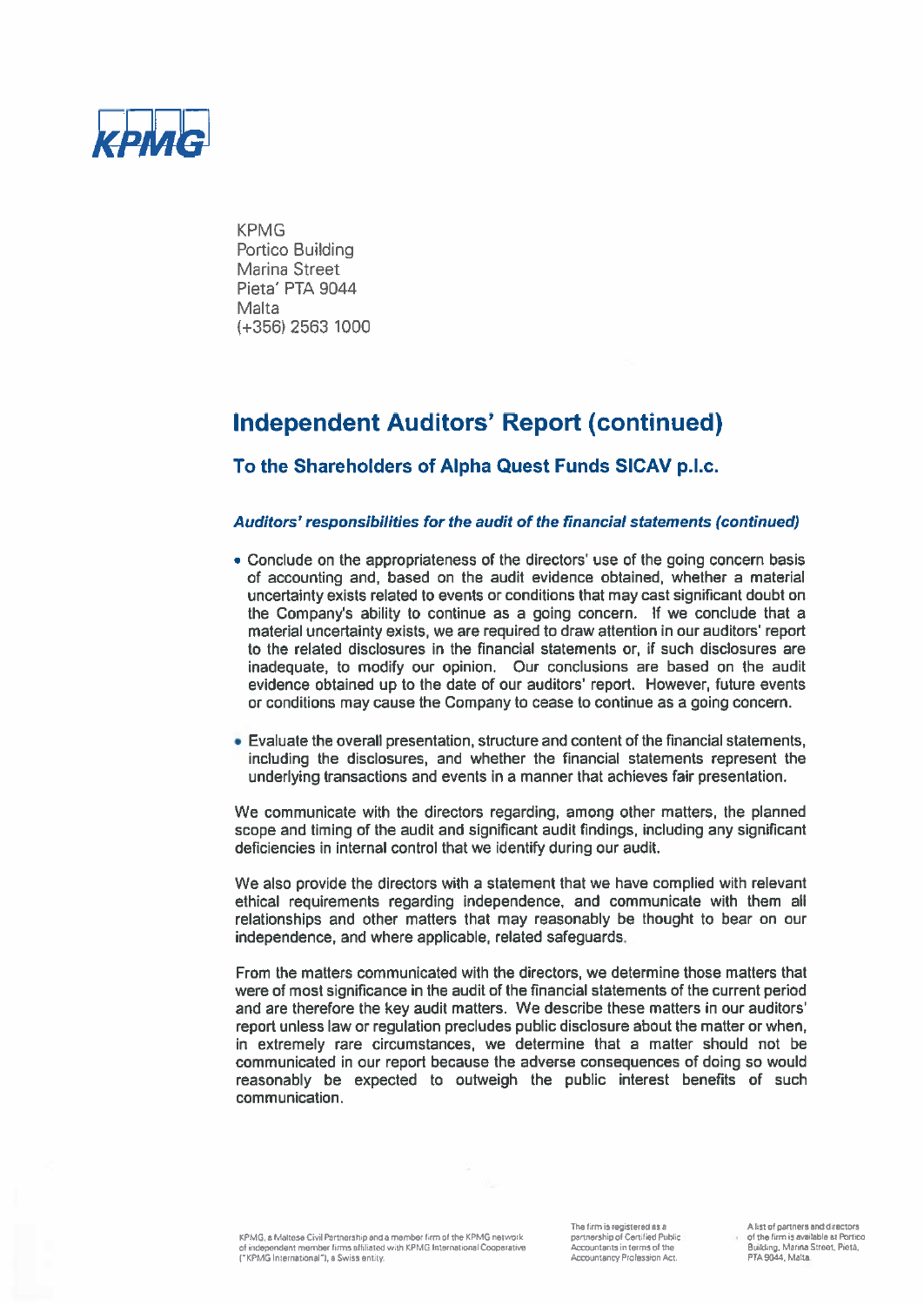KPMG
Portico Building
Marina Street
Pieta' PTA 9044
Malta
(+356) 2563 1000

# Independent Auditors' Report (continued)

## To the Shareholders of Alpha Quest Funds SICAV p.l.c.

### *Auditors' responsibilities for the audit of the financial statements (continued)*

- Conclude on the appropriateness of the directors' use of the going concern basis of accounting and, based on the audit evidence obtained, whether a material uncertainty exists related to events or conditions that may cast significant doubt on the Company's ability to continue as a going concern. If we conclude that a material uncertainty exists, we are required to draw attention in our auditors' report to the related disclosures in the financial statements or, if such disclosures are inadequate, to modify our opinion. Our conclusions are based on the audit evidence obtained up to the date of our auditors' report. However, future events or conditions may cause the Company to cease to continue as a going concern.

- Evaluate the overall presentation, structure and content of the financial statements, including the disclosures, and whether the financial statements represent the underlying transactions and events in a manner that achieves fair presentation.

We communicate with the directors regarding, among other matters, the planned scope and timing of the audit and significant audit findings, including any significant deficiencies in internal control that we identify during our audit.

We also provide the directors with a statement that we have complied with relevant ethical requirements regarding independence, and communicate with them all relationships and other matters that may reasonably be thought to bear on our independence, and where applicable, related safeguards.

From the matters communicated with the directors, we determine those matters that were of most significance in the audit of the financial statements of the current period and are therefore the key audit matters. We describe these matters in our auditors' report unless law or regulation precludes public disclosure about the matter or when, in extremely rare circumstances, we determine that a matter should not be communicated in our report because the adverse consequences of doing so would reasonably be expected to outweigh the public interest benefits of such communication.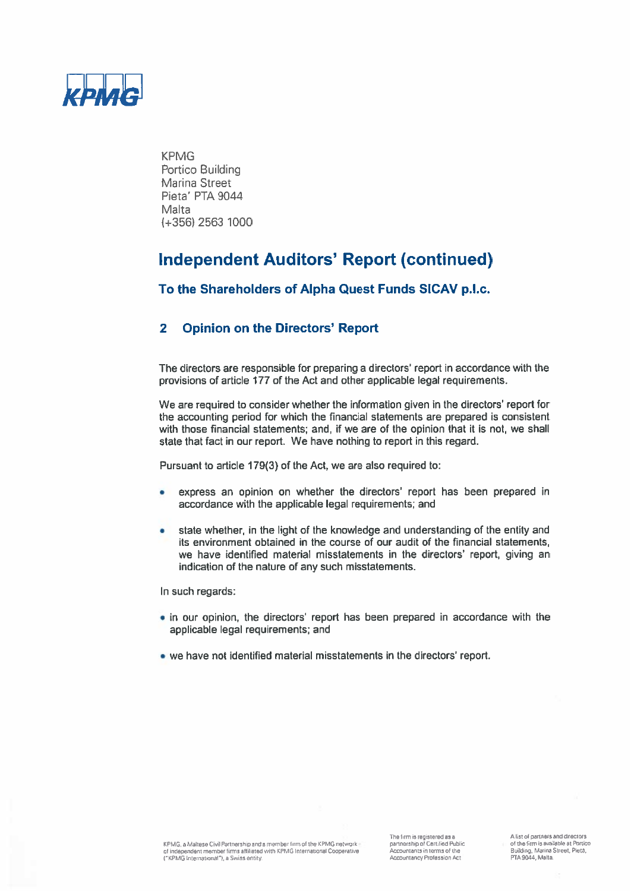KPMG
Portico Building
Marina Street
Pieta' PTA 9044
Malta
(+356) 2563 1000

# Independent Auditors' Report (continued)

## To the Shareholders of Alpha Quest Funds SICAV p.l.c.

## 2 Opinion on the Directors' Report

The directors are responsible for preparing a directors' report in accordance with the provisions of article 177 of the Act and other applicable legal requirements.

We are required to consider whether the information given in the directors' report for the accounting period for which the financial statements are prepared is consistent with those financial statements; and, if we are of the opinion that it is not, we shall state that fact in our report. We have nothing to report in this regard.

Pursuant to article 179(3) of the Act, we are also required to:

- express an opinion on whether the directors' report has been prepared in accordance with the applicable legal requirements; and
- state whether, in the light of the knowledge and understanding of the entity and its environment obtained in the course of our audit of the financial statements, we have identified material misstatements in the directors' report, giving an indication of the nature of any such misstatements.

In such regards:

- in our opinion, the directors' report has been prepared in accordance with the applicable legal requirements; and
- we have not identified material misstatements in the directors' report.

KPMG, a Maltese Civil Partnership and a member firm of the KPMG network of independent member firms affiliated with KPMG International Cooperative ("KPMG International"), a Swiss entity.

The firm is registered as a partnership of Certified Public Accountants in terms of the Accountancy Profession Act

A list of partners and directors of the firm is available at Portico Building, Marina Street, Pietà, PTA 9044, Malta.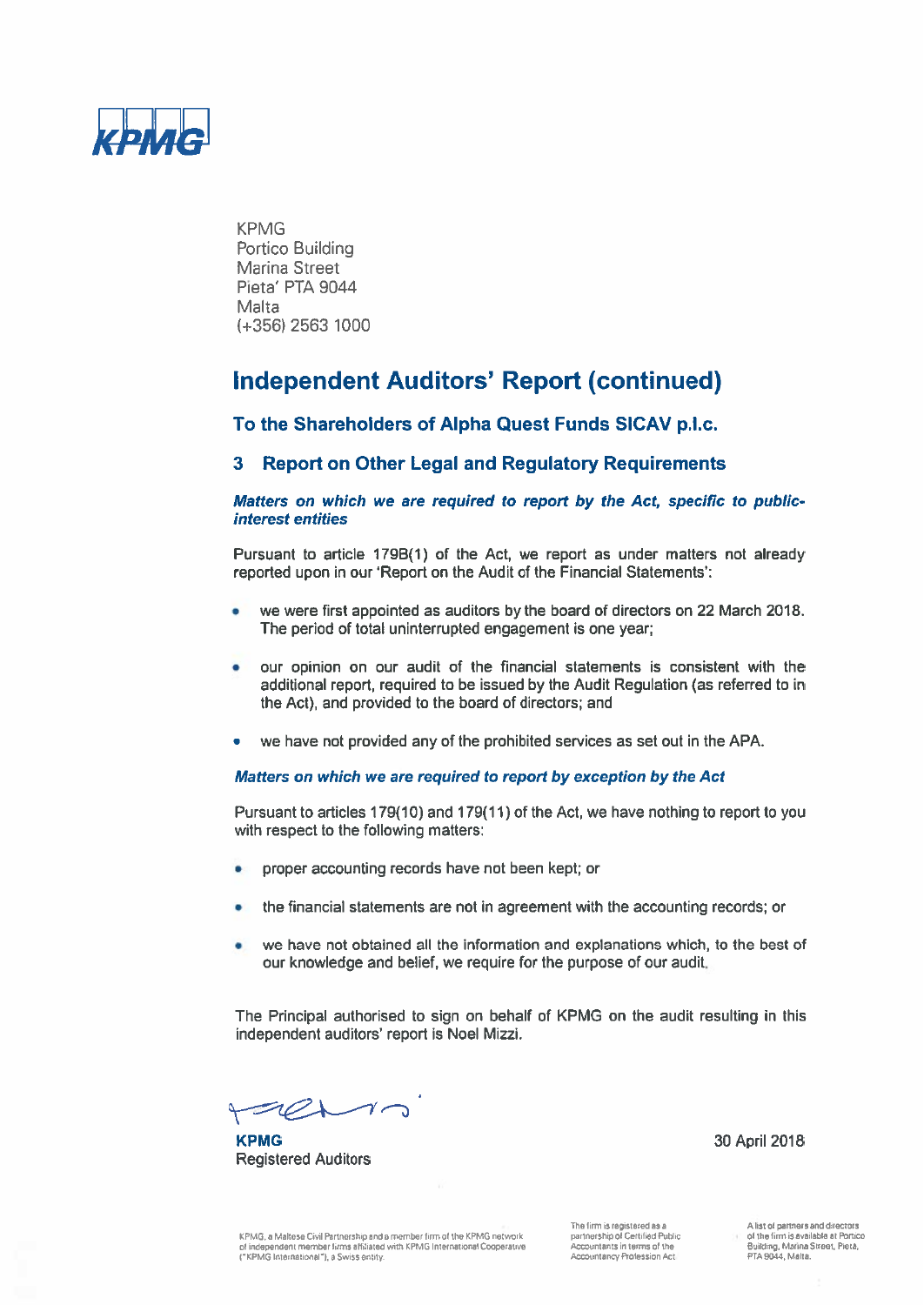KPMG
Portico Building
Marina Street
Pieta' PTA 9044
Malta
(+356) 2563 1000

# Independent Auditors' Report (continued)

## To the Shareholders of Alpha Quest Funds SICAV p.l.c.

## 3 Report on Other Legal and Regulatory Requirements

***Matters on which we are required to report by the Act, specific to public-interest entities***

Pursuant to article 179B(1) of the Act, we report as under matters not already reported upon in our 'Report on the Audit of the Financial Statements':

- we were first appointed as auditors by the board of directors on 22 March 2018. The period of total uninterrupted engagement is one year;
- our opinion on our audit of the financial statements is consistent with the additional report, required to be issued by the Audit Regulation (as referred to in the Act), and provided to the board of directors; and
- we have not provided any of the prohibited services as set out in the APA.

***Matters on which we are required to report by exception by the Act***

Pursuant to articles 179(10) and 179(11) of the Act, we have nothing to report to you with respect to the following matters:

- proper accounting records have not been kept; or
- the financial statements are not in agreement with the accounting records; or
- we have not obtained all the information and explanations which, to the best of our knowledge and belief, we require for the purpose of our audit.

The Principal authorised to sign on behalf of KPMG on the audit resulting in this independent auditors' report is Noel Mizzi.

**KPMG**
Registered Auditors

30 April 2018

KPMG, a Maltese Civil Partnership and a member firm of the KPMG network of independent member firms affiliated with KPMG International Cooperative ("KPMG International"), a Swiss entity.

The firm is registered as a partnership of Certified Public Accountants in terms of the Accountancy Profession Act

A list of partners and directors of the firm is available at Portico Building, Marina Street, Pietà, PTA 9044, Malta.